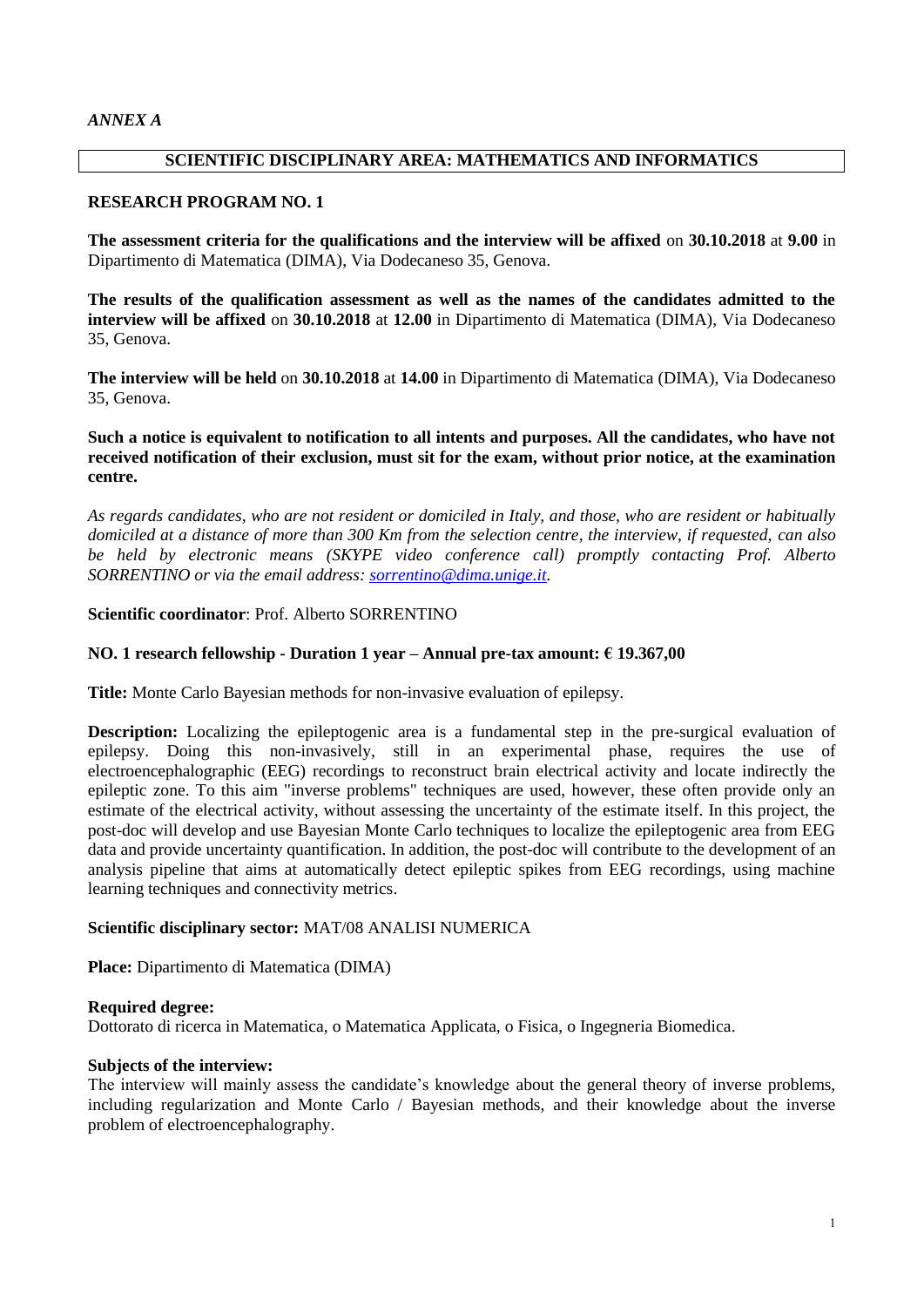*ANNEX A*

## SCIENTIFIC DISCIPLINARY AREA: MATHEMATICS AND INFORMATICS

### RESEARCH PROGRAM NO. 1

**The assessment criteria for the qualifications and the interview will be affixed** on **30.10.2018** at **9.00** in Dipartimento di Matematica (DIMA), Via Dodecaneso 35, Genova.

**The results of the qualification assessment as well as the names of the candidates admitted to the interview will be affixed** on **30.10.2018** at **12.00** in Dipartimento di Matematica (DIMA), Via Dodecaneso 35, Genova.

**The interview will be held** on **30.10.2018** at **14.00** in Dipartimento di Matematica (DIMA), Via Dodecaneso 35, Genova.

**Such a notice is equivalent to notification to all intents and purposes. All the candidates, who have not received notification of their exclusion, must sit for the exam, without prior notice, at the examination centre.**

*As regards candidates, who are not resident or domiciled in Italy, and those, who are resident or habitually domiciled at a distance of more than 300 Km from the selection centre, the interview, if requested, can also be held by electronic means (SKYPE video conference call) promptly contacting Prof. Alberto SORRENTINO or via the email address: sorrentino@dima.unige.it.*

**Scientific coordinator**: Prof. Alberto SORRENTINO

**NO. 1 research fellowship - Duration 1 year – Annual pre-tax amount: € 19.367,00**

**Title:** Monte Carlo Bayesian methods for non-invasive evaluation of epilepsy.

**Description:** Localizing the epileptogenic area is a fundamental step in the pre-surgical evaluation of epilepsy. Doing this non-invasively, still in an experimental phase, requires the use of electroencephalographic (EEG) recordings to reconstruct brain electrical activity and locate indirectly the epileptic zone. To this aim "inverse problems" techniques are used, however, these often provide only an estimate of the electrical activity, without assessing the uncertainty of the estimate itself. In this project, the post-doc will develop and use Bayesian Monte Carlo techniques to localize the epileptogenic area from EEG data and provide uncertainty quantification. In addition, the post-doc will contribute to the development of an analysis pipeline that aims at automatically detect epileptic spikes from EEG recordings, using machine learning techniques and connectivity metrics.

**Scientific disciplinary sector:** MAT/08 ANALISI NUMERICA

**Place:** Dipartimento di Matematica (DIMA)

**Required degree:**
Dottorato di ricerca in Matematica, o Matematica Applicata, o Fisica, o Ingegneria Biomedica.

**Subjects of the interview:**
The interview will mainly assess the candidate's knowledge about the general theory of inverse problems, including regularization and Monte Carlo / Bayesian methods, and their knowledge about the inverse problem of electroencephalography.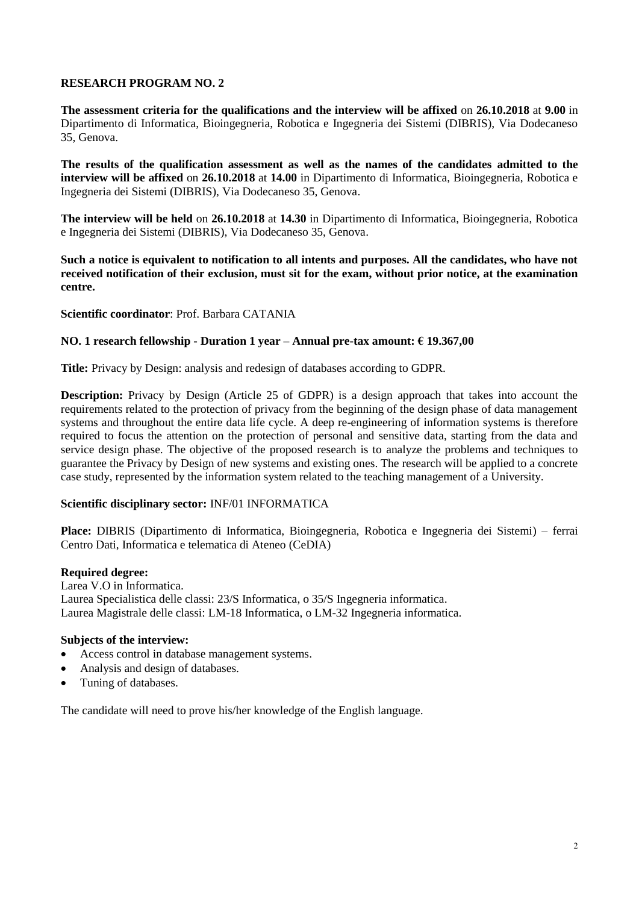**RESEARCH PROGRAM NO. 2**

**The assessment criteria for the qualifications and the interview will be affixed** on **26.10.2018** at **9.00** in Dipartimento di Informatica, Bioingegneria, Robotica e Ingegneria dei Sistemi (DIBRIS), Via Dodecaneso 35, Genova.

**The results of the qualification assessment as well as the names of the candidates admitted to the interview will be affixed** on **26.10.2018** at **14.00** in Dipartimento di Informatica, Bioingegneria, Robotica e Ingegneria dei Sistemi (DIBRIS), Via Dodecaneso 35, Genova.

**The interview will be held** on **26.10.2018** at **14.30** in Dipartimento di Informatica, Bioingegneria, Robotica e Ingegneria dei Sistemi (DIBRIS), Via Dodecaneso 35, Genova.

**Such a notice is equivalent to notification to all intents and purposes. All the candidates, who have not received notification of their exclusion, must sit for the exam, without prior notice, at the examination centre.**

**Scientific coordinator**: Prof. Barbara CATANIA

**NO. 1 research fellowship - Duration 1 year – Annual pre-tax amount: € 19.367,00**

**Title:** Privacy by Design: analysis and redesign of databases according to GDPR.

**Description:** Privacy by Design (Article 25 of GDPR) is a design approach that takes into account the requirements related to the protection of privacy from the beginning of the design phase of data management systems and throughout the entire data life cycle. A deep re-engineering of information systems is therefore required to focus the attention on the protection of personal and sensitive data, starting from the data and service design phase. The objective of the proposed research is to analyze the problems and techniques to guarantee the Privacy by Design of new systems and existing ones. The research will be applied to a concrete case study, represented by the information system related to the teaching management of a University.

**Scientific disciplinary sector:** INF/01 INFORMATICA

**Place:** DIBRIS (Dipartimento di Informatica, Bioingegneria, Robotica e Ingegneria dei Sistemi) – ferrai Centro Dati, Informatica e telematica di Ateneo (CeDIA)

**Required degree:**

Larea V.O in Informatica.
Laurea Specialistica delle classi: 23/S Informatica, o 35/S Ingegneria informatica.
Laurea Magistrale delle classi: LM-18 Informatica, o LM-32 Ingegneria informatica.

**Subjects of the interview:**

- Access control in database management systems.
- Analysis and design of databases.
- Tuning of databases.

The candidate will need to prove his/her knowledge of the English language.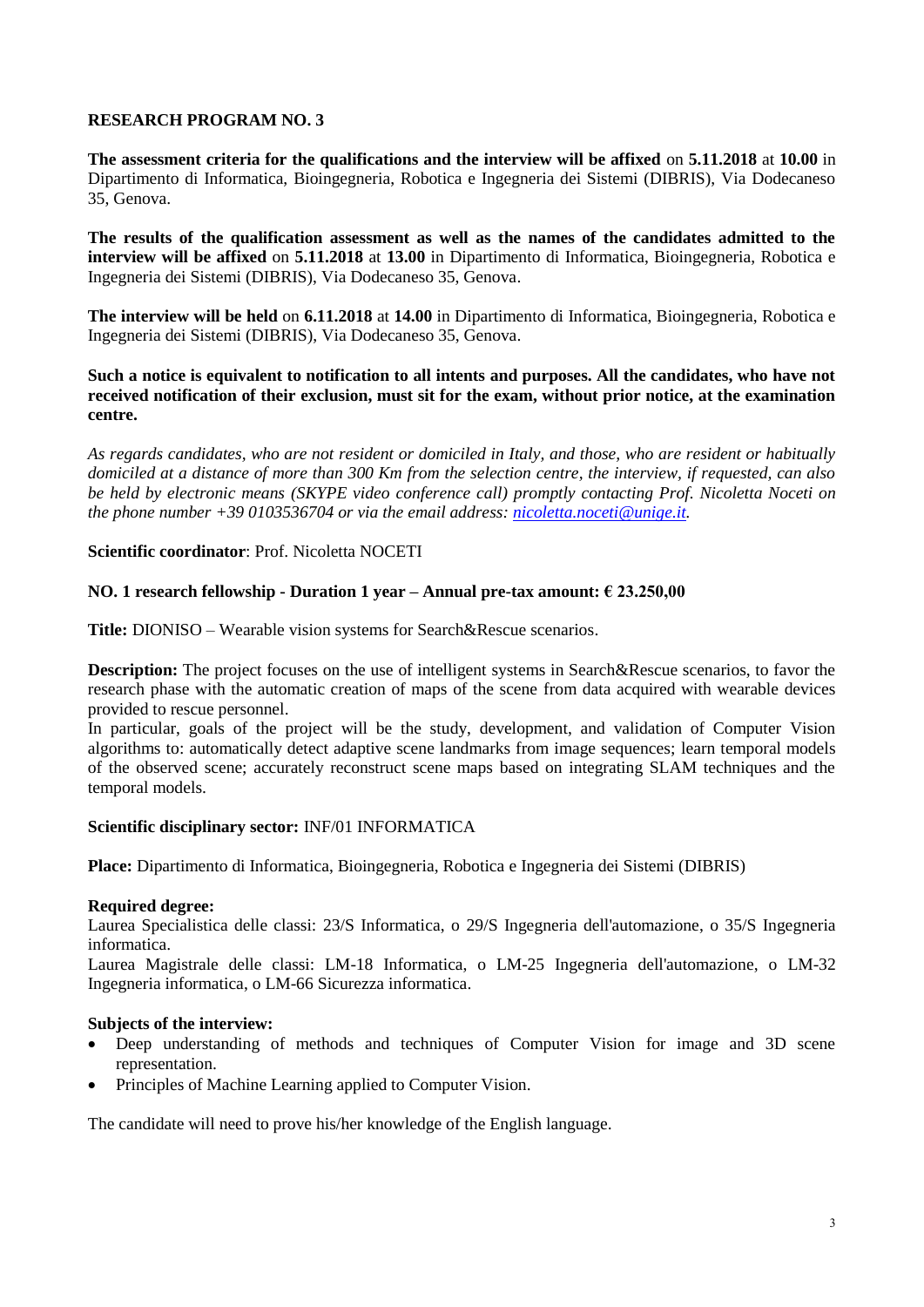## RESEARCH PROGRAM NO. 3

**The assessment criteria for the qualifications and the interview will be affixed** on **5.11.2018** at **10.00** in Dipartimento di Informatica, Bioingegneria, Robotica e Ingegneria dei Sistemi (DIBRIS), Via Dodecaneso 35, Genova.

**The results of the qualification assessment as well as the names of the candidates admitted to the interview will be affixed** on **5.11.2018** at **13.00** in Dipartimento di Informatica, Bioingegneria, Robotica e Ingegneria dei Sistemi (DIBRIS), Via Dodecaneso 35, Genova.

**The interview will be held** on **6.11.2018** at **14.00** in Dipartimento di Informatica, Bioingegneria, Robotica e Ingegneria dei Sistemi (DIBRIS), Via Dodecaneso 35, Genova.

**Such a notice is equivalent to notification to all intents and purposes. All the candidates, who have not received notification of their exclusion, must sit for the exam, without prior notice, at the examination centre.**

*As regards candidates, who are not resident or domiciled in Italy, and those, who are resident or habitually domiciled at a distance of more than 300 Km from the selection centre, the interview, if requested, can also be held by electronic means (SKYPE video conference call) promptly contacting Prof. Nicoletta Noceti on the phone number +39 0103536704 or via the email address: nicoletta.noceti@unige.it.*

**Scientific coordinator**: Prof. Nicoletta NOCETI

**NO. 1 research fellowship - Duration 1 year – Annual pre-tax amount: € 23.250,00**

**Title:** DIONISO – Wearable vision systems for Search&Rescue scenarios.

**Description:** The project focuses on the use of intelligent systems in Search&Rescue scenarios, to favor the research phase with the automatic creation of maps of the scene from data acquired with wearable devices provided to rescue personnel.
In particular, goals of the project will be the study, development, and validation of Computer Vision algorithms to: automatically detect adaptive scene landmarks from image sequences; learn temporal models of the observed scene; accurately reconstruct scene maps based on integrating SLAM techniques and the temporal models.

**Scientific disciplinary sector:** INF/01 INFORMATICA

**Place:** Dipartimento di Informatica, Bioingegneria, Robotica e Ingegneria dei Sistemi (DIBRIS)

**Required degree:**
Laurea Specialistica delle classi: 23/S Informatica, o 29/S Ingegneria dell'automazione, o 35/S Ingegneria informatica.
Laurea Magistrale delle classi: LM-18 Informatica, o LM-25 Ingegneria dell'automazione, o LM-32 Ingegneria informatica, o LM-66 Sicurezza informatica.

**Subjects of the interview:**

- Deep understanding of methods and techniques of Computer Vision for image and 3D scene representation.
- Principles of Machine Learning applied to Computer Vision.

The candidate will need to prove his/her knowledge of the English language.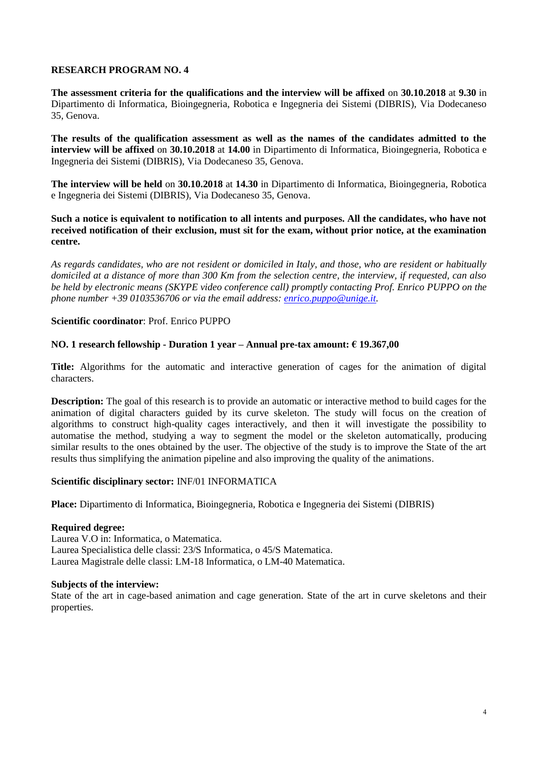**RESEARCH PROGRAM NO. 4**

**The assessment criteria for the qualifications and the interview will be affixed** on **30.10.2018** at **9.30** in Dipartimento di Informatica, Bioingegneria, Robotica e Ingegneria dei Sistemi (DIBRIS), Via Dodecaneso 35, Genova.

**The results of the qualification assessment as well as the names of the candidates admitted to the interview will be affixed** on **30.10.2018** at **14.00** in Dipartimento di Informatica, Bioingegneria, Robotica e Ingegneria dei Sistemi (DIBRIS), Via Dodecaneso 35, Genova.

**The interview will be held** on **30.10.2018** at **14.30** in Dipartimento di Informatica, Bioingegneria, Robotica e Ingegneria dei Sistemi (DIBRIS), Via Dodecaneso 35, Genova.

**Such a notice is equivalent to notification to all intents and purposes. All the candidates, who have not received notification of their exclusion, must sit for the exam, without prior notice, at the examination centre.**

*As regards candidates, who are not resident or domiciled in Italy, and those, who are resident or habitually domiciled at a distance of more than 300 Km from the selection centre, the interview, if requested, can also be held by electronic means (SKYPE video conference call) promptly contacting Prof. Enrico PUPPO on the phone number +39 0103536706 or via the email address: enrico.puppo@unige.it.*

**Scientific coordinator**: Prof. Enrico PUPPO

**NO. 1 research fellowship - Duration 1 year – Annual pre-tax amount: € 19.367,00**

**Title:** Algorithms for the automatic and interactive generation of cages for the animation of digital characters.

**Description:** The goal of this research is to provide an automatic or interactive method to build cages for the animation of digital characters guided by its curve skeleton. The study will focus on the creation of algorithms to construct high-quality cages interactively, and then it will investigate the possibility to automatise the method, studying a way to segment the model or the skeleton automatically, producing similar results to the ones obtained by the user. The objective of the study is to improve the State of the art results thus simplifying the animation pipeline and also improving the quality of the animations.

**Scientific disciplinary sector:** INF/01 INFORMATICA

**Place:** Dipartimento di Informatica, Bioingegneria, Robotica e Ingegneria dei Sistemi (DIBRIS)

**Required degree:**
Laurea V.O in: Informatica, o Matematica.
Laurea Specialistica delle classi: 23/S Informatica, o 45/S Matematica.
Laurea Magistrale delle classi: LM-18 Informatica, o LM-40 Matematica.

**Subjects of the interview:**
State of the art in cage-based animation and cage generation. State of the art in curve skeletons and their properties.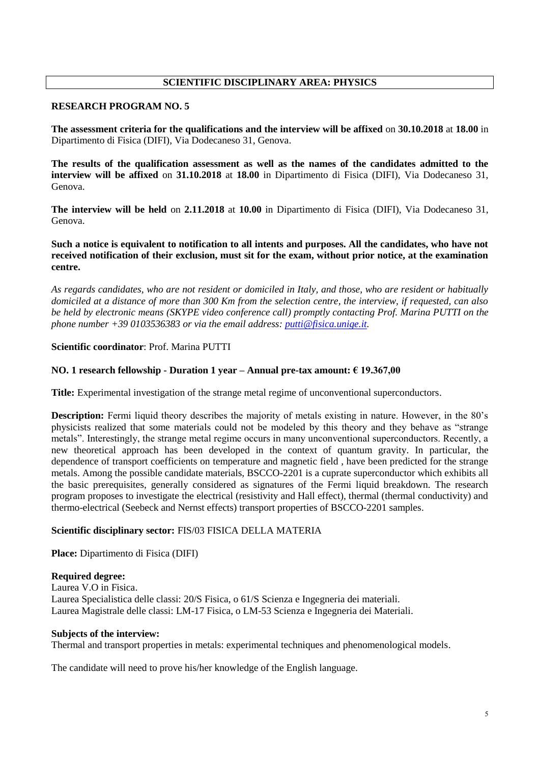## SCIENTIFIC DISCIPLINARY AREA: PHYSICS

### RESEARCH PROGRAM NO. 5

**The assessment criteria for the qualifications and the interview will be affixed** on **30.10.2018** at **18.00** in Dipartimento di Fisica (DIFI), Via Dodecaneso 31, Genova.

**The results of the qualification assessment as well as the names of the candidates admitted to the interview will be affixed** on **31.10.2018** at **18.00** in Dipartimento di Fisica (DIFI), Via Dodecaneso 31, Genova.

**The interview will be held** on **2.11.2018** at **10.00** in Dipartimento di Fisica (DIFI), Via Dodecaneso 31, Genova.

**Such a notice is equivalent to notification to all intents and purposes. All the candidates, who have not received notification of their exclusion, must sit for the exam, without prior notice, at the examination centre.**

*As regards candidates, who are not resident or domiciled in Italy, and those, who are resident or habitually domiciled at a distance of more than 300 Km from the selection centre, the interview, if requested, can also be held by electronic means (SKYPE video conference call) promptly contacting Prof. Marina PUTTI on the phone number +39 0103536383 or via the email address: putti@fisica.unige.it.*

**Scientific coordinator**: Prof. Marina PUTTI

**NO. 1 research fellowship - Duration 1 year – Annual pre-tax amount: € 19.367,00**

**Title:** Experimental investigation of the strange metal regime of unconventional superconductors.

**Description:** Fermi liquid theory describes the majority of metals existing in nature. However, in the 80's physicists realized that some materials could not be modeled by this theory and they behave as "strange metals". Interestingly, the strange metal regime occurs in many unconventional superconductors. Recently, a new theoretical approach has been developed in the context of quantum gravity. In particular, the dependence of transport coefficients on temperature and magnetic field , have been predicted for the strange metals. Among the possible candidate materials, BSCCO-2201 is a cuprate superconductor which exhibits all the basic prerequisites, generally considered as signatures of the Fermi liquid breakdown. The research program proposes to investigate the electrical (resistivity and Hall effect), thermal (thermal conductivity) and thermo-electrical (Seebeck and Nernst effects) transport properties of BSCCO-2201 samples.

**Scientific disciplinary sector:** FIS/03 FISICA DELLA MATERIA

**Place:** Dipartimento di Fisica (DIFI)

**Required degree:**
Laurea V.O in Fisica.
Laurea Specialistica delle classi: 20/S Fisica, o 61/S Scienza e Ingegneria dei materiali.
Laurea Magistrale delle classi: LM-17 Fisica, o LM-53 Scienza e Ingegneria dei Materiali.

**Subjects of the interview:**
Thermal and transport properties in metals: experimental techniques and phenomenological models.

The candidate will need to prove his/her knowledge of the English language.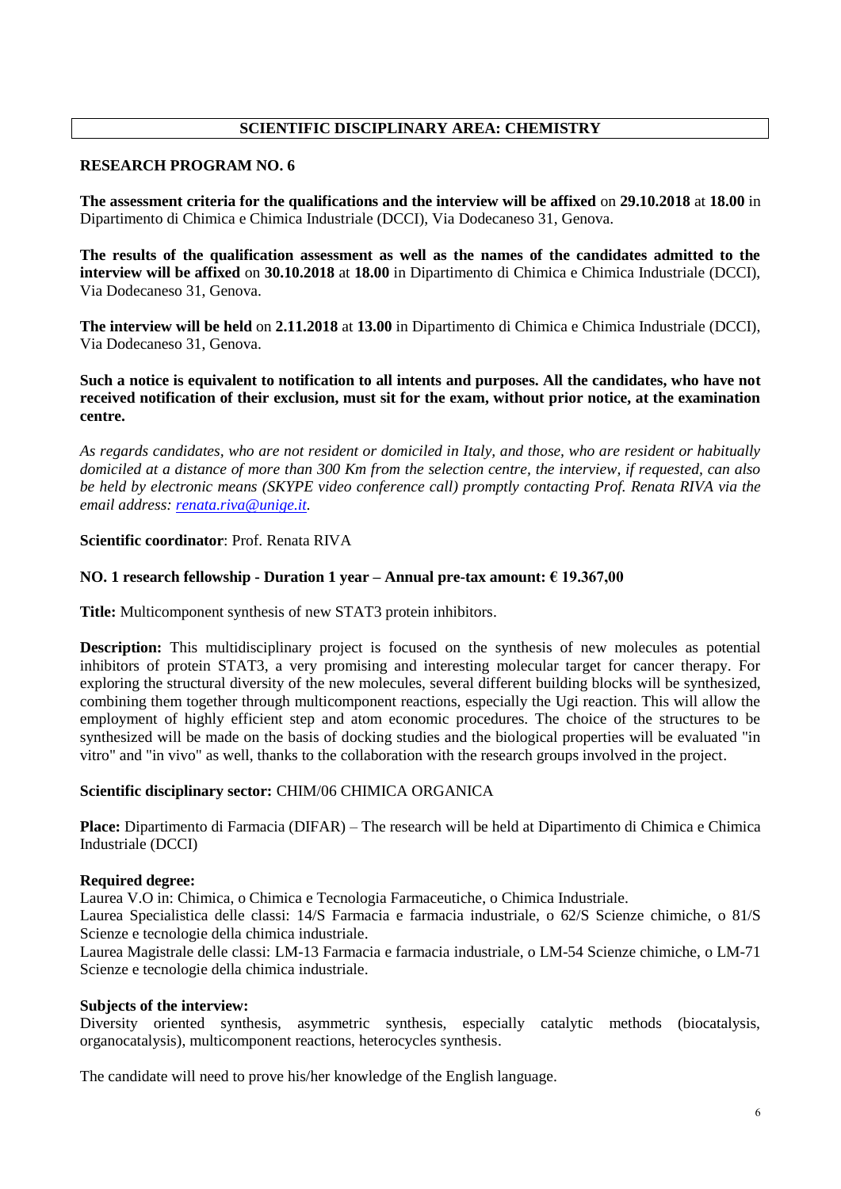## SCIENTIFIC DISCIPLINARY AREA: CHEMISTRY

### RESEARCH PROGRAM NO. 6

**The assessment criteria for the qualifications and the interview will be affixed** on **29.10.2018** at **18.00** in Dipartimento di Chimica e Chimica Industriale (DCCI), Via Dodecaneso 31, Genova.

**The results of the qualification assessment as well as the names of the candidates admitted to the interview will be affixed** on **30.10.2018** at **18.00** in Dipartimento di Chimica e Chimica Industriale (DCCI), Via Dodecaneso 31, Genova.

**The interview will be held** on **2.11.2018** at **13.00** in Dipartimento di Chimica e Chimica Industriale (DCCI), Via Dodecaneso 31, Genova.

**Such a notice is equivalent to notification to all intents and purposes. All the candidates, who have not received notification of their exclusion, must sit for the exam, without prior notice, at the examination centre.**

*As regards candidates, who are not resident or domiciled in Italy, and those, who are resident or habitually domiciled at a distance of more than 300 Km from the selection centre, the interview, if requested, can also be held by electronic means (SKYPE video conference call) promptly contacting Prof. Renata RIVA via the email address: renata.riva@unige.it.*

**Scientific coordinator**: Prof. Renata RIVA

**NO. 1 research fellowship - Duration 1 year – Annual pre-tax amount: € 19.367,00**

**Title:** Multicomponent synthesis of new STAT3 protein inhibitors.

**Description:** This multidisciplinary project is focused on the synthesis of new molecules as potential inhibitors of protein STAT3, a very promising and interesting molecular target for cancer therapy. For exploring the structural diversity of the new molecules, several different building blocks will be synthesized, combining them together through multicomponent reactions, especially the Ugi reaction. This will allow the employment of highly efficient step and atom economic procedures. The choice of the structures to be synthesized will be made on the basis of docking studies and the biological properties will be evaluated "in vitro" and "in vivo" as well, thanks to the collaboration with the research groups involved in the project.

**Scientific disciplinary sector:** CHIM/06 CHIMICA ORGANICA

**Place:** Dipartimento di Farmacia (DIFAR) – The research will be held at Dipartimento di Chimica e Chimica Industriale (DCCI)

**Required degree:**

Laurea V.O in: Chimica, o Chimica e Tecnologia Farmaceutiche, o Chimica Industriale.

Laurea Specialistica delle classi: 14/S Farmacia e farmacia industriale, o 62/S Scienze chimiche, o 81/S Scienze e tecnologie della chimica industriale.

Laurea Magistrale delle classi: LM-13 Farmacia e farmacia industriale, o LM-54 Scienze chimiche, o LM-71 Scienze e tecnologie della chimica industriale.

**Subjects of the interview:**

Diversity oriented synthesis, asymmetric synthesis, especially catalytic methods (biocatalysis, organocatalysis), multicomponent reactions, heterocycles synthesis.

The candidate will need to prove his/her knowledge of the English language.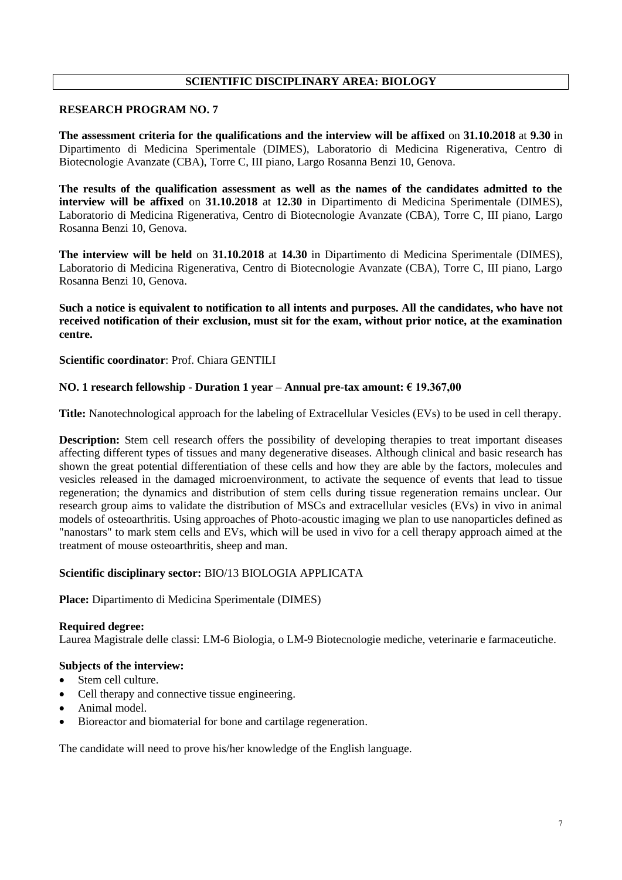## SCIENTIFIC DISCIPLINARY AREA: BIOLOGY

### RESEARCH PROGRAM NO. 7

**The assessment criteria for the qualifications and the interview will be affixed** on **31.10.2018** at **9.30** in Dipartimento di Medicina Sperimentale (DIMES), Laboratorio di Medicina Rigenerativa, Centro di Biotecnologie Avanzate (CBA), Torre C, III piano, Largo Rosanna Benzi 10, Genova.

**The results of the qualification assessment as well as the names of the candidates admitted to the interview will be affixed** on **31.10.2018** at **12.30** in Dipartimento di Medicina Sperimentale (DIMES), Laboratorio di Medicina Rigenerativa, Centro di Biotecnologie Avanzate (CBA), Torre C, III piano, Largo Rosanna Benzi 10, Genova.

**The interview will be held** on **31.10.2018** at **14.30** in Dipartimento di Medicina Sperimentale (DIMES), Laboratorio di Medicina Rigenerativa, Centro di Biotecnologie Avanzate (CBA), Torre C, III piano, Largo Rosanna Benzi 10, Genova.

**Such a notice is equivalent to notification to all intents and purposes. All the candidates, who have not received notification of their exclusion, must sit for the exam, without prior notice, at the examination centre.**

**Scientific coordinator**: Prof. Chiara GENTILI

**NO. 1 research fellowship - Duration 1 year – Annual pre-tax amount: € 19.367,00**

**Title:** Nanotechnological approach for the labeling of Extracellular Vesicles (EVs) to be used in cell therapy.

**Description:** Stem cell research offers the possibility of developing therapies to treat important diseases affecting different types of tissues and many degenerative diseases. Although clinical and basic research has shown the great potential differentiation of these cells and how they are able by the factors, molecules and vesicles released in the damaged microenvironment, to activate the sequence of events that lead to tissue regeneration; the dynamics and distribution of stem cells during tissue regeneration remains unclear. Our research group aims to validate the distribution of MSCs and extracellular vesicles (EVs) in vivo in animal models of osteoarthritis. Using approaches of Photo-acoustic imaging we plan to use nanoparticles defined as "nanostars" to mark stem cells and EVs, which will be used in vivo for a cell therapy approach aimed at the treatment of mouse osteoarthritis, sheep and man.

**Scientific disciplinary sector:** BIO/13 BIOLOGIA APPLICATA

**Place:** Dipartimento di Medicina Sperimentale (DIMES)

**Required degree:**
Laurea Magistrale delle classi: LM-6 Biologia, o LM-9 Biotecnologie mediche, veterinarie e farmaceutiche.

**Subjects of the interview:**

- Stem cell culture.
- Cell therapy and connective tissue engineering.
- Animal model.
- Bioreactor and biomaterial for bone and cartilage regeneration.

The candidate will need to prove his/her knowledge of the English language.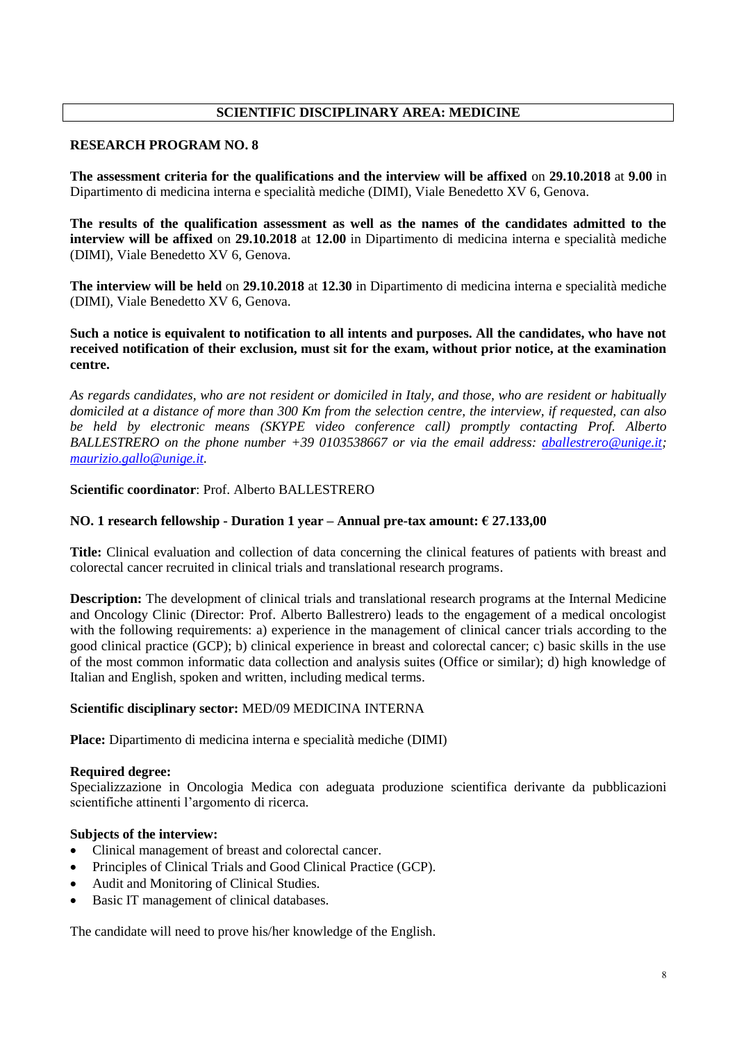## SCIENTIFIC DISCIPLINARY AREA: MEDICINE

### RESEARCH PROGRAM NO. 8

**The assessment criteria for the qualifications and the interview will be affixed** on **29.10.2018** at **9.00** in Dipartimento di medicina interna e specialità mediche (DIMI), Viale Benedetto XV 6, Genova.

**The results of the qualification assessment as well as the names of the candidates admitted to the interview will be affixed** on **29.10.2018** at **12.00** in Dipartimento di medicina interna e specialità mediche (DIMI), Viale Benedetto XV 6, Genova.

**The interview will be held** on **29.10.2018** at **12.30** in Dipartimento di medicina interna e specialità mediche (DIMI), Viale Benedetto XV 6, Genova.

**Such a notice is equivalent to notification to all intents and purposes. All the candidates, who have not received notification of their exclusion, must sit for the exam, without prior notice, at the examination centre.**

*As regards candidates, who are not resident or domiciled in Italy, and those, who are resident or habitually domiciled at a distance of more than 300 Km from the selection centre, the interview, if requested, can also be held by electronic means (SKYPE video conference call) promptly contacting Prof. Alberto BALLESTRERO on the phone number +39 0103538667 or via the email address: aballestrero@unige.it; maurizio.gallo@unige.it.*

**Scientific coordinator**: Prof. Alberto BALLESTRERO

**NO. 1 research fellowship - Duration 1 year – Annual pre-tax amount: € 27.133,00**

**Title:** Clinical evaluation and collection of data concerning the clinical features of patients with breast and colorectal cancer recruited in clinical trials and translational research programs.

**Description:** The development of clinical trials and translational research programs at the Internal Medicine and Oncology Clinic (Director: Prof. Alberto Ballestrero) leads to the engagement of a medical oncologist with the following requirements: a) experience in the management of clinical cancer trials according to the good clinical practice (GCP); b) clinical experience in breast and colorectal cancer; c) basic skills in the use of the most common informatic data collection and analysis suites (Office or similar); d) high knowledge of Italian and English, spoken and written, including medical terms.

**Scientific disciplinary sector:** MED/09 MEDICINA INTERNA

**Place:** Dipartimento di medicina interna e specialità mediche (DIMI)

**Required degree:**
Specializzazione in Oncologia Medica con adeguata produzione scientifica derivante da pubblicazioni scientifiche attinenti l'argomento di ricerca.

**Subjects of the interview:**

- Clinical management of breast and colorectal cancer.
- Principles of Clinical Trials and Good Clinical Practice (GCP).
- Audit and Monitoring of Clinical Studies.
- Basic IT management of clinical databases.

The candidate will need to prove his/her knowledge of the English.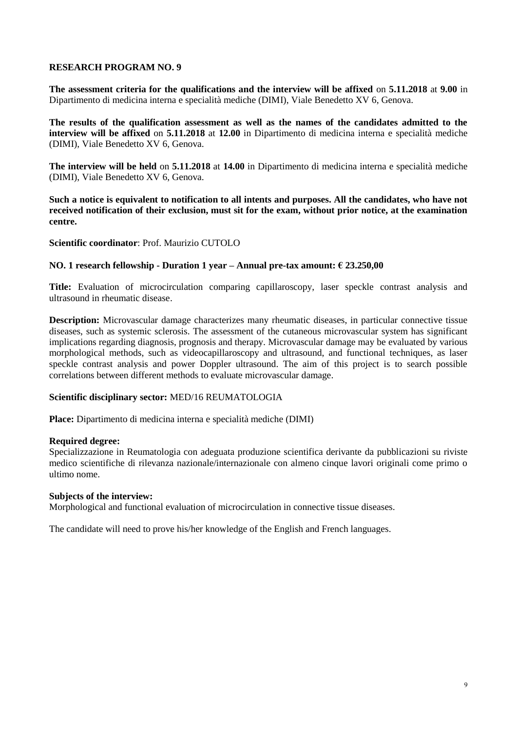**RESEARCH PROGRAM NO. 9**

**The assessment criteria for the qualifications and the interview will be affixed** on **5.11.2018** at **9.00** in Dipartimento di medicina interna e specialità mediche (DIMI), Viale Benedetto XV 6, Genova.

**The results of the qualification assessment as well as the names of the candidates admitted to the interview will be affixed** on **5.11.2018** at **12.00** in Dipartimento di medicina interna e specialità mediche (DIMI), Viale Benedetto XV 6, Genova.

**The interview will be held** on **5.11.2018** at **14.00** in Dipartimento di medicina interna e specialità mediche (DIMI), Viale Benedetto XV 6, Genova.

**Such a notice is equivalent to notification to all intents and purposes. All the candidates, who have not received notification of their exclusion, must sit for the exam, without prior notice, at the examination centre.**

**Scientific coordinator**: Prof. Maurizio CUTOLO

**NO. 1 research fellowship - Duration 1 year – Annual pre-tax amount: € 23.250,00**

**Title:** Evaluation of microcirculation comparing capillaroscopy, laser speckle contrast analysis and ultrasound in rheumatic disease.

**Description:** Microvascular damage characterizes many rheumatic diseases, in particular connective tissue diseases, such as systemic sclerosis. The assessment of the cutaneous microvascular system has significant implications regarding diagnosis, prognosis and therapy. Microvascular damage may be evaluated by various morphological methods, such as videocapillaroscopy and ultrasound, and functional techniques, as laser speckle contrast analysis and power Doppler ultrasound. The aim of this project is to search possible correlations between different methods to evaluate microvascular damage.

**Scientific disciplinary sector:** MED/16 REUMATOLOGIA

**Place:** Dipartimento di medicina interna e specialità mediche (DIMI)

**Required degree:**
Specializzazione in Reumatologia con adeguata produzione scientifica derivante da pubblicazioni su riviste medico scientifiche di rilevanza nazionale/internazionale con almeno cinque lavori originali come primo o ultimo nome.

**Subjects of the interview:**
Morphological and functional evaluation of microcirculation in connective tissue diseases.

The candidate will need to prove his/her knowledge of the English and French languages.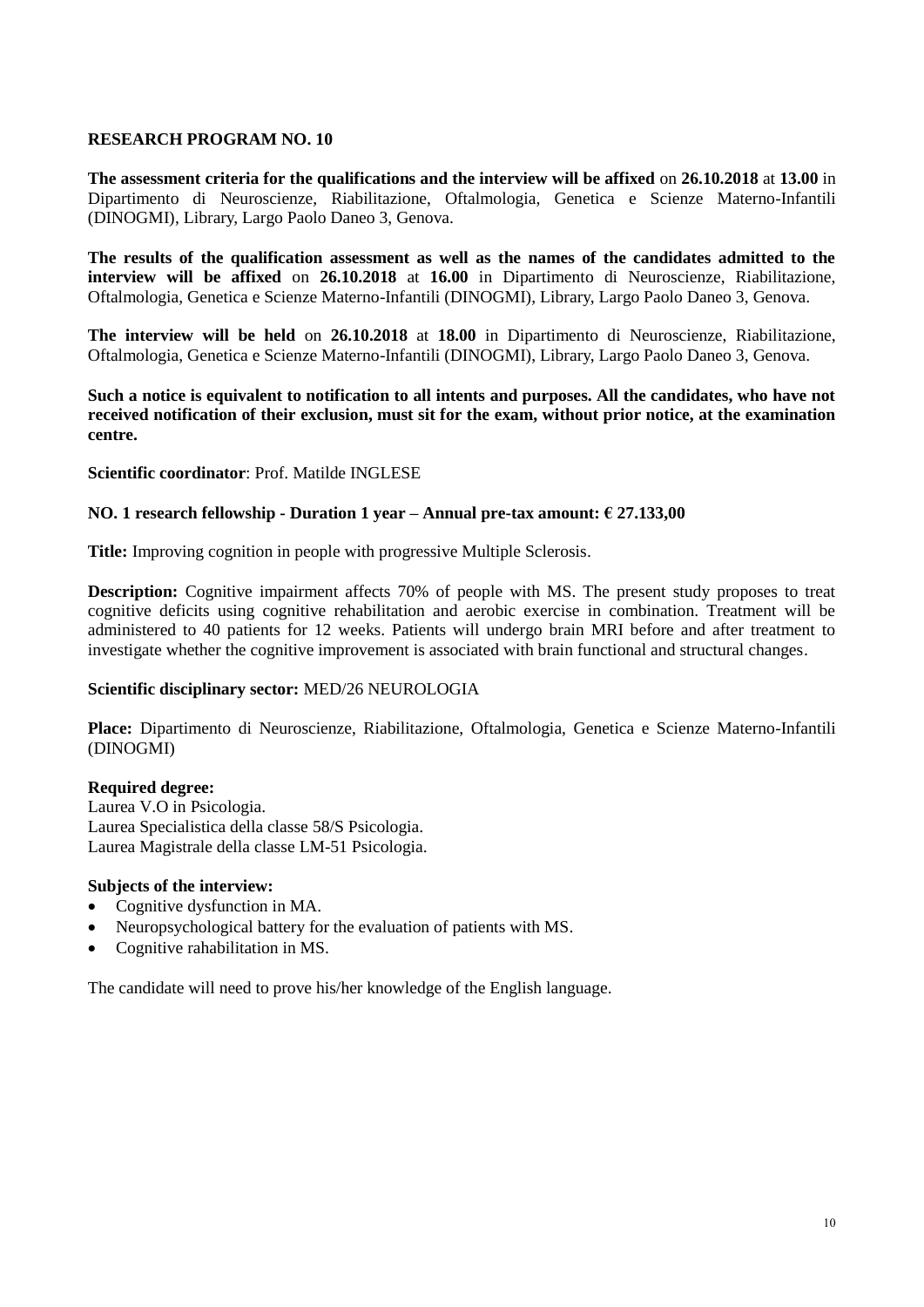**RESEARCH PROGRAM NO. 10**

**The assessment criteria for the qualifications and the interview will be affixed** on **26.10.2018** at **13.00** in Dipartimento di Neuroscienze, Riabilitazione, Oftalmologia, Genetica e Scienze Materno-Infantili (DINOGMI), Library, Largo Paolo Daneo 3, Genova.

**The results of the qualification assessment as well as the names of the candidates admitted to the interview will be affixed** on **26.10.2018** at **16.00** in Dipartimento di Neuroscienze, Riabilitazione, Oftalmologia, Genetica e Scienze Materno-Infantili (DINOGMI), Library, Largo Paolo Daneo 3, Genova.

**The interview will be held** on **26.10.2018** at **18.00** in Dipartimento di Neuroscienze, Riabilitazione, Oftalmologia, Genetica e Scienze Materno-Infantili (DINOGMI), Library, Largo Paolo Daneo 3, Genova.

**Such a notice is equivalent to notification to all intents and purposes. All the candidates, who have not received notification of their exclusion, must sit for the exam, without prior notice, at the examination centre.**

**Scientific coordinator**: Prof. Matilde INGLESE

**NO. 1 research fellowship - Duration 1 year – Annual pre-tax amount: € 27.133,00**

**Title:** Improving cognition in people with progressive Multiple Sclerosis.

**Description:** Cognitive impairment affects 70% of people with MS. The present study proposes to treat cognitive deficits using cognitive rehabilitation and aerobic exercise in combination. Treatment will be administered to 40 patients for 12 weeks. Patients will undergo brain MRI before and after treatment to investigate whether the cognitive improvement is associated with brain functional and structural changes.

**Scientific disciplinary sector:** MED/26 NEUROLOGIA

**Place:** Dipartimento di Neuroscienze, Riabilitazione, Oftalmologia, Genetica e Scienze Materno-Infantili (DINOGMI)

**Required degree:**
Laurea V.O in Psicologia.
Laurea Specialistica della classe 58/S Psicologia.
Laurea Magistrale della classe LM-51 Psicologia.

**Subjects of the interview:**

- Cognitive dysfunction in MA.
- Neuropsychological battery for the evaluation of patients with MS.
- Cognitive rahabilitation in MS.

The candidate will need to prove his/her knowledge of the English language.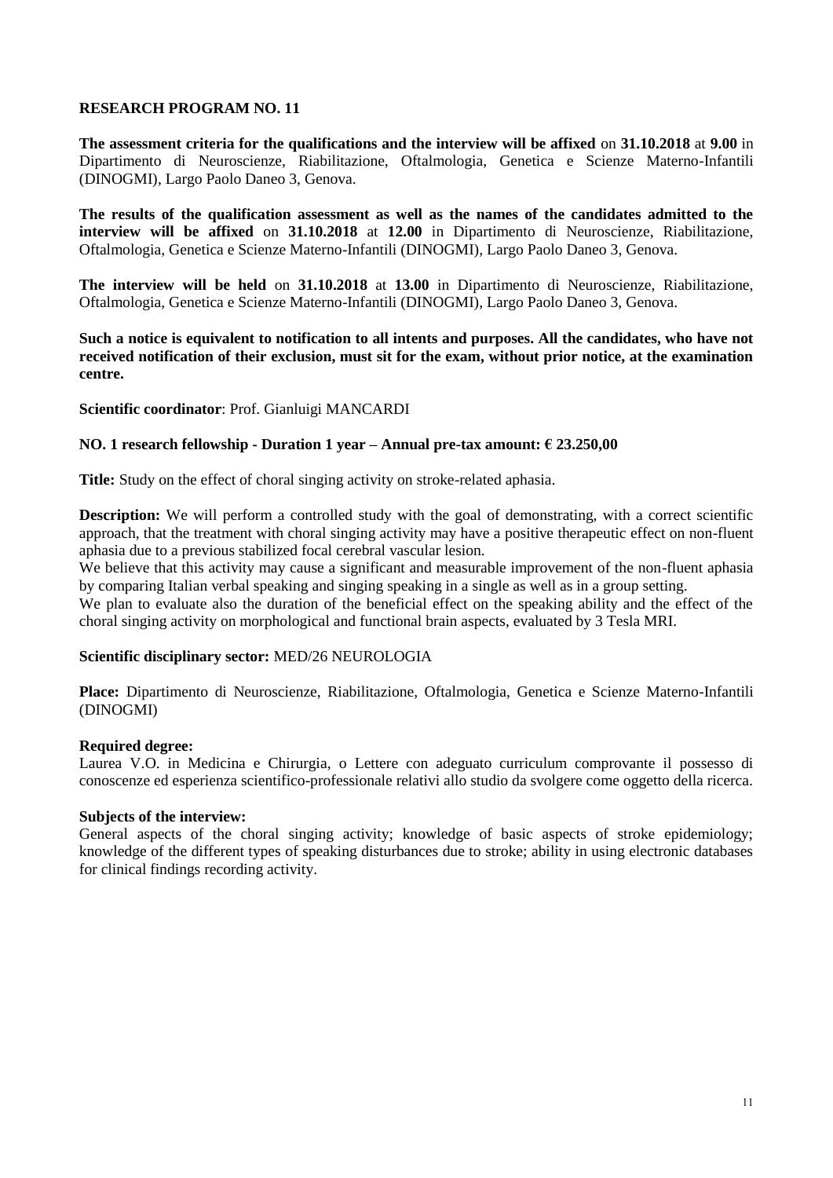**RESEARCH PROGRAM NO. 11**

**The assessment criteria for the qualifications and the interview will be affixed** on **31.10.2018** at **9.00** in Dipartimento di Neuroscienze, Riabilitazione, Oftalmologia, Genetica e Scienze Materno-Infantili (DINOGMI), Largo Paolo Daneo 3, Genova.

**The results of the qualification assessment as well as the names of the candidates admitted to the interview will be affixed** on **31.10.2018** at **12.00** in Dipartimento di Neuroscienze, Riabilitazione, Oftalmologia, Genetica e Scienze Materno-Infantili (DINOGMI), Largo Paolo Daneo 3, Genova.

**The interview will be held** on **31.10.2018** at **13.00** in Dipartimento di Neuroscienze, Riabilitazione, Oftalmologia, Genetica e Scienze Materno-Infantili (DINOGMI), Largo Paolo Daneo 3, Genova.

**Such a notice is equivalent to notification to all intents and purposes. All the candidates, who have not received notification of their exclusion, must sit for the exam, without prior notice, at the examination centre.**

**Scientific coordinator**: Prof. Gianluigi MANCARDI

**NO. 1 research fellowship - Duration 1 year – Annual pre-tax amount: € 23.250,00**

**Title:** Study on the effect of choral singing activity on stroke-related aphasia.

**Description:** We will perform a controlled study with the goal of demonstrating, with a correct scientific approach, that the treatment with choral singing activity may have a positive therapeutic effect on non-fluent aphasia due to a previous stabilized focal cerebral vascular lesion.
We believe that this activity may cause a significant and measurable improvement of the non-fluent aphasia by comparing Italian verbal speaking and singing speaking in a single as well as in a group setting.
We plan to evaluate also the duration of the beneficial effect on the speaking ability and the effect of the choral singing activity on morphological and functional brain aspects, evaluated by 3 Tesla MRI.

**Scientific disciplinary sector:** MED/26 NEUROLOGIA

**Place:** Dipartimento di Neuroscienze, Riabilitazione, Oftalmologia, Genetica e Scienze Materno-Infantili (DINOGMI)

**Required degree:**
Laurea V.O. in Medicina e Chirurgia, o Lettere con adeguato curriculum comprovante il possesso di conoscenze ed esperienza scientifico-professionale relativi allo studio da svolgere come oggetto della ricerca.

**Subjects of the interview:**
General aspects of the choral singing activity; knowledge of basic aspects of stroke epidemiology; knowledge of the different types of speaking disturbances due to stroke; ability in using electronic databases for clinical findings recording activity.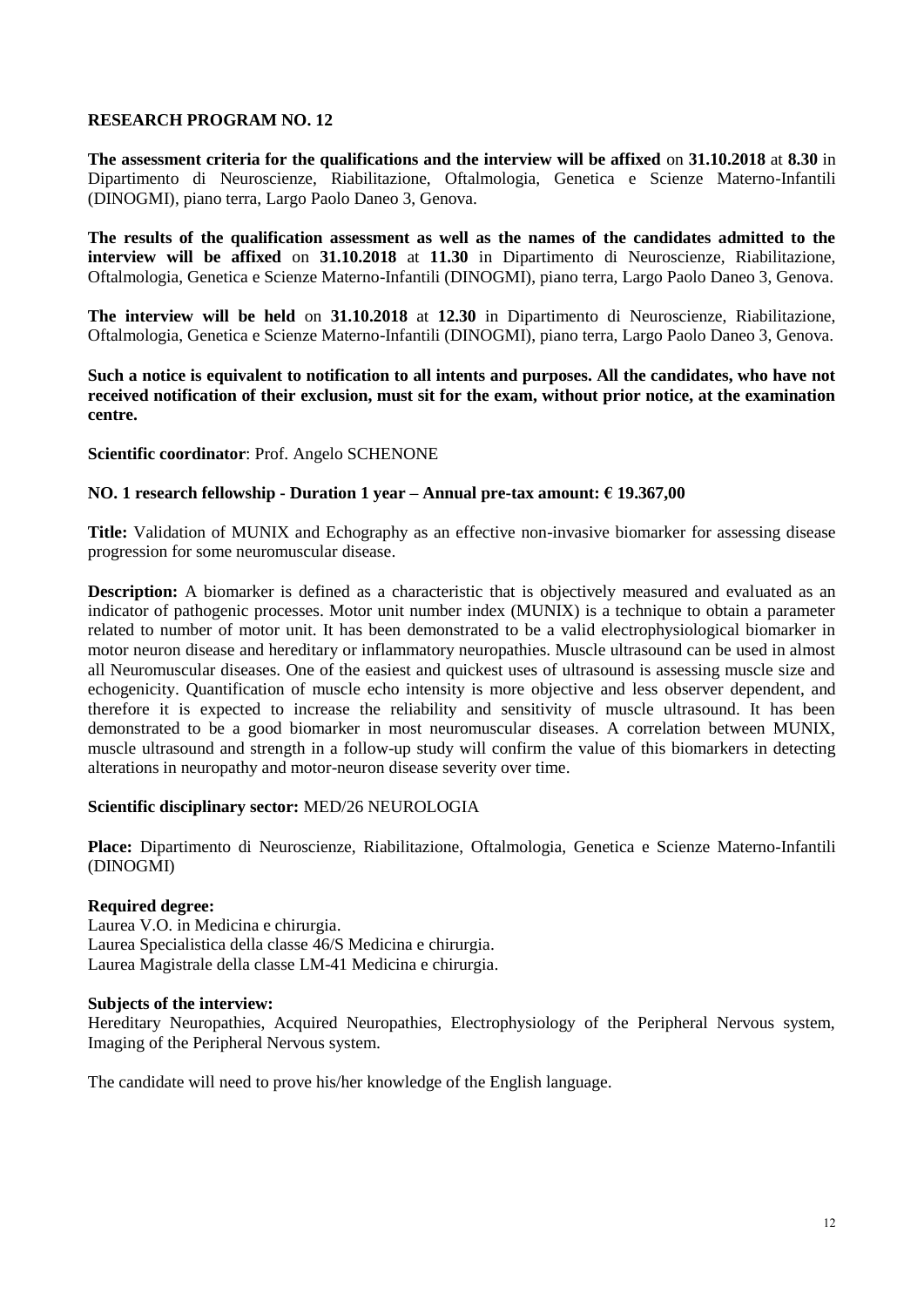## RESEARCH PROGRAM NO. 12

**The assessment criteria for the qualifications and the interview will be affixed** on **31.10.2018** at **8.30** in Dipartimento di Neuroscienze, Riabilitazione, Oftalmologia, Genetica e Scienze Materno-Infantili (DINOGMI), piano terra, Largo Paolo Daneo 3, Genova.

**The results of the qualification assessment as well as the names of the candidates admitted to the interview will be affixed** on **31.10.2018** at **11.30** in Dipartimento di Neuroscienze, Riabilitazione, Oftalmologia, Genetica e Scienze Materno-Infantili (DINOGMI), piano terra, Largo Paolo Daneo 3, Genova.

**The interview will be held** on **31.10.2018** at **12.30** in Dipartimento di Neuroscienze, Riabilitazione, Oftalmologia, Genetica e Scienze Materno-Infantili (DINOGMI), piano terra, Largo Paolo Daneo 3, Genova.

**Such a notice is equivalent to notification to all intents and purposes. All the candidates, who have not received notification of their exclusion, must sit for the exam, without prior notice, at the examination centre.**

**Scientific coordinator**: Prof. Angelo SCHENONE

**NO. 1 research fellowship - Duration 1 year – Annual pre-tax amount: € 19.367,00**

**Title:** Validation of MUNIX and Echography as an effective non-invasive biomarker for assessing disease progression for some neuromuscular disease.

**Description:** A biomarker is defined as a characteristic that is objectively measured and evaluated as an indicator of pathogenic processes. Motor unit number index (MUNIX) is a technique to obtain a parameter related to number of motor unit. It has been demonstrated to be a valid electrophysiological biomarker in motor neuron disease and hereditary or inflammatory neuropathies. Muscle ultrasound can be used in almost all Neuromuscular diseases. One of the easiest and quickest uses of ultrasound is assessing muscle size and echogenicity. Quantification of muscle echo intensity is more objective and less observer dependent, and therefore it is expected to increase the reliability and sensitivity of muscle ultrasound. It has been demonstrated to be a good biomarker in most neuromuscular diseases. A correlation between MUNIX, muscle ultrasound and strength in a follow-up study will confirm the value of this biomarkers in detecting alterations in neuropathy and motor-neuron disease severity over time.

**Scientific disciplinary sector:** MED/26 NEUROLOGIA

**Place:** Dipartimento di Neuroscienze, Riabilitazione, Oftalmologia, Genetica e Scienze Materno-Infantili (DINOGMI)

**Required degree:**
Laurea V.O. in Medicina e chirurgia.
Laurea Specialistica della classe 46/S Medicina e chirurgia.
Laurea Magistrale della classe LM-41 Medicina e chirurgia.

**Subjects of the interview:**
Hereditary Neuropathies, Acquired Neuropathies, Electrophysiology of the Peripheral Nervous system, Imaging of the Peripheral Nervous system.

The candidate will need to prove his/her knowledge of the English language.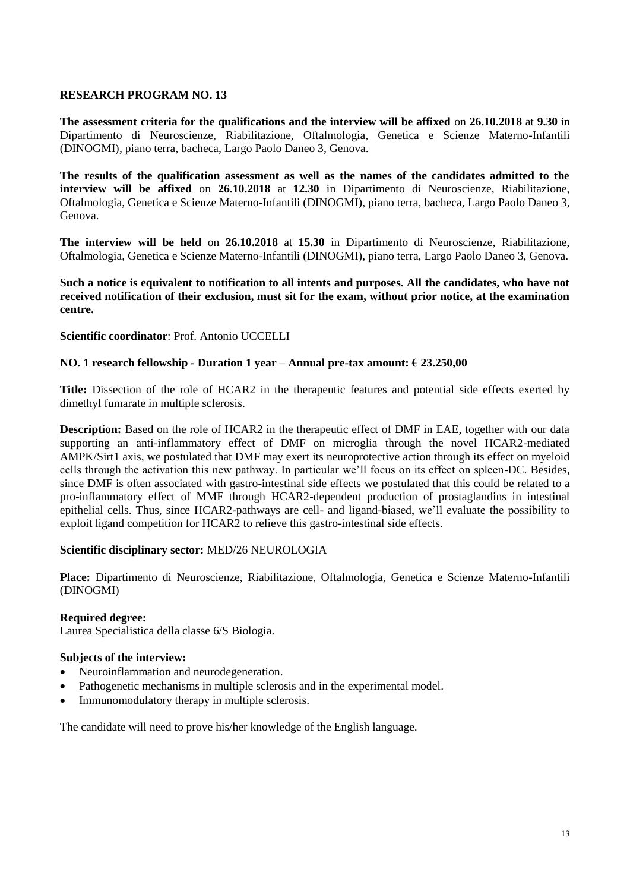## RESEARCH PROGRAM NO. 13

**The assessment criteria for the qualifications and the interview will be affixed** on **26.10.2018** at **9.30** in Dipartimento di Neuroscienze, Riabilitazione, Oftalmologia, Genetica e Scienze Materno-Infantili (DINOGMI), piano terra, bacheca, Largo Paolo Daneo 3, Genova.

**The results of the qualification assessment as well as the names of the candidates admitted to the interview will be affixed** on **26.10.2018** at **12.30** in Dipartimento di Neuroscienze, Riabilitazione, Oftalmologia, Genetica e Scienze Materno-Infantili (DINOGMI), piano terra, bacheca, Largo Paolo Daneo 3, Genova.

**The interview will be held** on **26.10.2018** at **15.30** in Dipartimento di Neuroscienze, Riabilitazione, Oftalmologia, Genetica e Scienze Materno-Infantili (DINOGMI), piano terra, Largo Paolo Daneo 3, Genova.

**Such a notice is equivalent to notification to all intents and purposes. All the candidates, who have not received notification of their exclusion, must sit for the exam, without prior notice, at the examination centre.**

**Scientific coordinator**: Prof. Antonio UCCELLI

**NO. 1 research fellowship - Duration 1 year – Annual pre-tax amount: € 23.250,00**

**Title:** Dissection of the role of HCAR2 in the therapeutic features and potential side effects exerted by dimethyl fumarate in multiple sclerosis.

**Description:** Based on the role of HCAR2 in the therapeutic effect of DMF in EAE, together with our data supporting an anti-inflammatory effect of DMF on microglia through the novel HCAR2-mediated AMPK/Sirt1 axis, we postulated that DMF may exert its neuroprotective action through its effect on myeloid cells through the activation this new pathway. In particular we'll focus on its effect on spleen-DC. Besides, since DMF is often associated with gastro-intestinal side effects we postulated that this could be related to a pro-inflammatory effect of MMF through HCAR2-dependent production of prostaglandins in intestinal epithelial cells. Thus, since HCAR2-pathways are cell- and ligand-biased, we'll evaluate the possibility to exploit ligand competition for HCAR2 to relieve this gastro-intestinal side effects.

**Scientific disciplinary sector:** MED/26 NEUROLOGIA

**Place:** Dipartimento di Neuroscienze, Riabilitazione, Oftalmologia, Genetica e Scienze Materno-Infantili (DINOGMI)

**Required degree:**
Laurea Specialistica della classe 6/S Biologia.

**Subjects of the interview:**

- Neuroinflammation and neurodegeneration.
- Pathogenetic mechanisms in multiple sclerosis and in the experimental model.
- Immunomodulatory therapy in multiple sclerosis.

The candidate will need to prove his/her knowledge of the English language.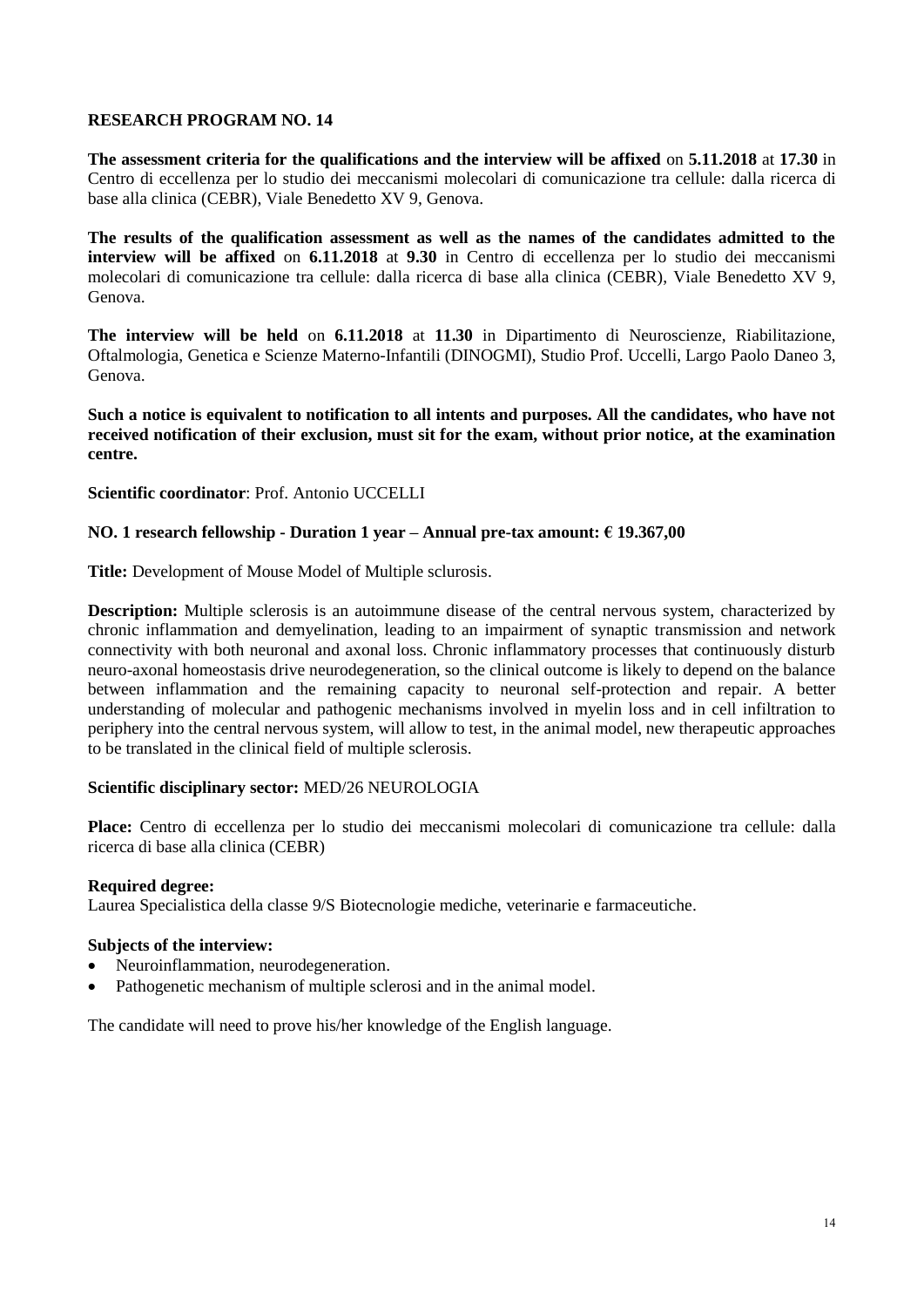**RESEARCH PROGRAM NO. 14**

**The assessment criteria for the qualifications and the interview will be affixed** on **5.11.2018** at **17.30** in Centro di eccellenza per lo studio dei meccanismi molecolari di comunicazione tra cellule: dalla ricerca di base alla clinica (CEBR), Viale Benedetto XV 9, Genova.

**The results of the qualification assessment as well as the names of the candidates admitted to the interview will be affixed** on **6.11.2018** at **9.30** in Centro di eccellenza per lo studio dei meccanismi molecolari di comunicazione tra cellule: dalla ricerca di base alla clinica (CEBR), Viale Benedetto XV 9, Genova.

**The interview will be held** on **6.11.2018** at **11.30** in Dipartimento di Neuroscienze, Riabilitazione, Oftalmologia, Genetica e Scienze Materno-Infantili (DINOGMI), Studio Prof. Uccelli, Largo Paolo Daneo 3, Genova.

**Such a notice is equivalent to notification to all intents and purposes. All the candidates, who have not received notification of their exclusion, must sit for the exam, without prior notice, at the examination centre.**

**Scientific coordinator**: Prof. Antonio UCCELLI

**NO. 1 research fellowship - Duration 1 year – Annual pre-tax amount: € 19.367,00**

**Title:** Development of Mouse Model of Multiple sclurosis.

**Description:** Multiple sclerosis is an autoimmune disease of the central nervous system, characterized by chronic inflammation and demyelination, leading to an impairment of synaptic transmission and network connectivity with both neuronal and axonal loss. Chronic inflammatory processes that continuously disturb neuro-axonal homeostasis drive neurodegeneration, so the clinical outcome is likely to depend on the balance between inflammation and the remaining capacity to neuronal self-protection and repair. A better understanding of molecular and pathogenic mechanisms involved in myelin loss and in cell infiltration to periphery into the central nervous system, will allow to test, in the animal model, new therapeutic approaches to be translated in the clinical field of multiple sclerosis.

**Scientific disciplinary sector:** MED/26 NEUROLOGIA

**Place:** Centro di eccellenza per lo studio dei meccanismi molecolari di comunicazione tra cellule: dalla ricerca di base alla clinica (CEBR)

**Required degree:**
Laurea Specialistica della classe 9/S Biotecnologie mediche, veterinarie e farmaceutiche.

**Subjects of the interview:**

- Neuroinflammation, neurodegeneration.
- Pathogenetic mechanism of multiple sclerosi and in the animal model.

The candidate will need to prove his/her knowledge of the English language.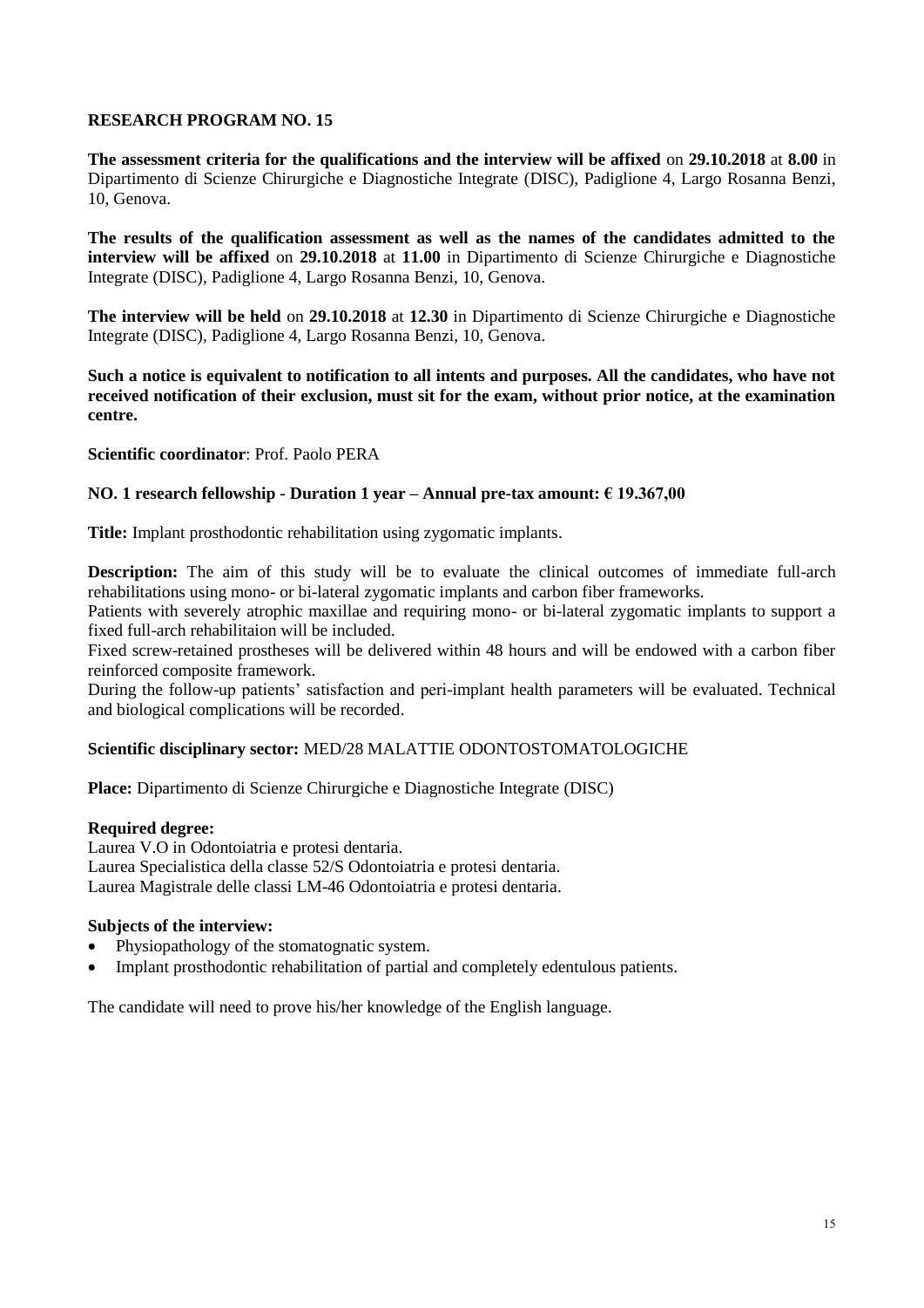## RESEARCH PROGRAM NO. 15

**The assessment criteria for the qualifications and the interview will be affixed** on **29.10.2018** at **8.00** in Dipartimento di Scienze Chirurgiche e Diagnostiche Integrate (DISC), Padiglione 4, Largo Rosanna Benzi, 10, Genova.

**The results of the qualification assessment as well as the names of the candidates admitted to the interview will be affixed** on **29.10.2018** at **11.00** in Dipartimento di Scienze Chirurgiche e Diagnostiche Integrate (DISC), Padiglione 4, Largo Rosanna Benzi, 10, Genova.

**The interview will be held** on **29.10.2018** at **12.30** in Dipartimento di Scienze Chirurgiche e Diagnostiche Integrate (DISC), Padiglione 4, Largo Rosanna Benzi, 10, Genova.

**Such a notice is equivalent to notification to all intents and purposes. All the candidates, who have not received notification of their exclusion, must sit for the exam, without prior notice, at the examination centre.**

**Scientific coordinator**: Prof. Paolo PERA

**NO. 1 research fellowship - Duration 1 year – Annual pre-tax amount: € 19.367,00**

**Title:** Implant prosthodontic rehabilitation using zygomatic implants.

**Description:** The aim of this study will be to evaluate the clinical outcomes of immediate full-arch rehabilitations using mono- or bi-lateral zygomatic implants and carbon fiber frameworks.
Patients with severely atrophic maxillae and requiring mono- or bi-lateral zygomatic implants to support a fixed full-arch rehabilitaion will be included.
Fixed screw-retained prostheses will be delivered within 48 hours and will be endowed with a carbon fiber reinforced composite framework.
During the follow-up patients' satisfaction and peri-implant health parameters will be evaluated. Technical and biological complications will be recorded.

**Scientific disciplinary sector:** MED/28 MALATTIE ODONTOSTOMATOLOGICHE

**Place:** Dipartimento di Scienze Chirurgiche e Diagnostiche Integrate (DISC)

**Required degree:**
Laurea V.O in Odontoiatria e protesi dentaria.
Laurea Specialistica della classe 52/S Odontoiatria e protesi dentaria.
Laurea Magistrale delle classi LM-46 Odontoiatria e protesi dentaria.

**Subjects of the interview:**

- Physiopathology of the stomatognatic system.
- Implant prosthodontic rehabilitation of partial and completely edentulous patients.

The candidate will need to prove his/her knowledge of the English language.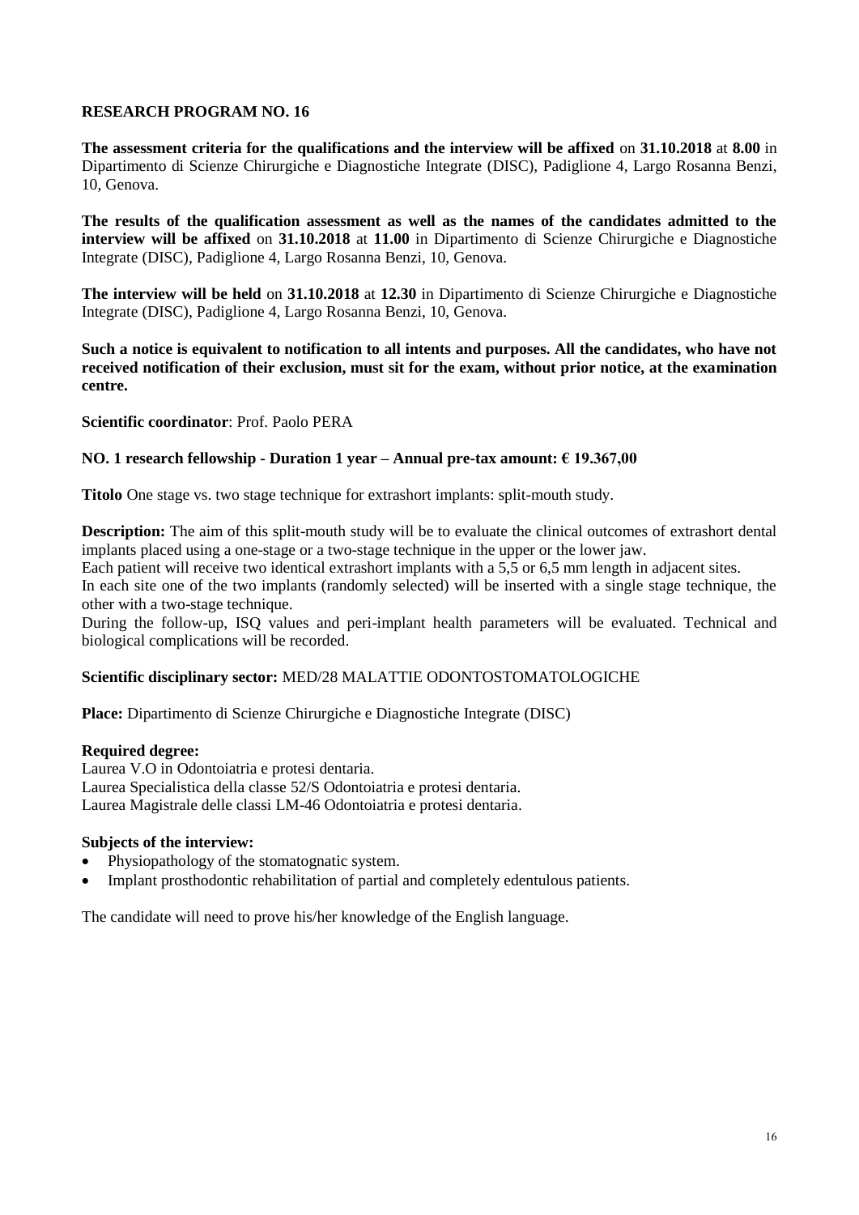**RESEARCH PROGRAM NO. 16**

**The assessment criteria for the qualifications and the interview will be affixed** on **31.10.2018** at **8.00** in Dipartimento di Scienze Chirurgiche e Diagnostiche Integrate (DISC), Padiglione 4, Largo Rosanna Benzi, 10, Genova.

**The results of the qualification assessment as well as the names of the candidates admitted to the interview will be affixed** on **31.10.2018** at **11.00** in Dipartimento di Scienze Chirurgiche e Diagnostiche Integrate (DISC), Padiglione 4, Largo Rosanna Benzi, 10, Genova.

**The interview will be held** on **31.10.2018** at **12.30** in Dipartimento di Scienze Chirurgiche e Diagnostiche Integrate (DISC), Padiglione 4, Largo Rosanna Benzi, 10, Genova.

**Such a notice is equivalent to notification to all intents and purposes. All the candidates, who have not received notification of their exclusion, must sit for the exam, without prior notice, at the examination centre.**

**Scientific coordinator**: Prof. Paolo PERA

**NO. 1 research fellowship - Duration 1 year – Annual pre-tax amount: € 19.367,00**

**Titolo** One stage vs. two stage technique for extrashort implants: split-mouth study.

**Description:** The aim of this split-mouth study will be to evaluate the clinical outcomes of extrashort dental implants placed using a one-stage or a two-stage technique in the upper or the lower jaw.
Each patient will receive two identical extrashort implants with a 5,5 or 6,5 mm length in adjacent sites.
In each site one of the two implants (randomly selected) will be inserted with a single stage technique, the other with a two-stage technique.
During the follow-up, ISQ values and peri-implant health parameters will be evaluated. Technical and biological complications will be recorded.

**Scientific disciplinary sector:** MED/28 MALATTIE ODONTOSTOMATOLOGICHE

**Place:** Dipartimento di Scienze Chirurgiche e Diagnostiche Integrate (DISC)

**Required degree:**
Laurea V.O in Odontoiatria e protesi dentaria.
Laurea Specialistica della classe 52/S Odontoiatria e protesi dentaria.
Laurea Magistrale delle classi LM-46 Odontoiatria e protesi dentaria.

**Subjects of the interview:**

- Physiopathology of the stomatognatic system.
- Implant prosthodontic rehabilitation of partial and completely edentulous patients.

The candidate will need to prove his/her knowledge of the English language.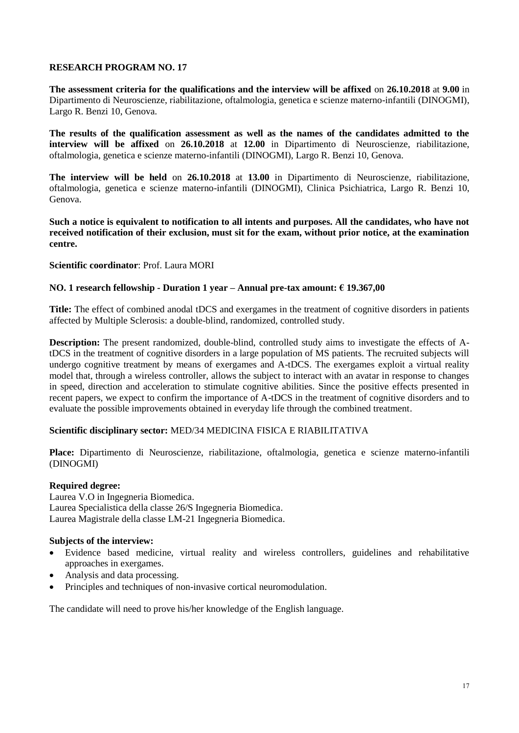## RESEARCH PROGRAM NO. 17

**The assessment criteria for the qualifications and the interview will be affixed** on **26.10.2018** at **9.00** in Dipartimento di Neuroscienze, riabilitazione, oftalmologia, genetica e scienze materno-infantili (DINOGMI), Largo R. Benzi 10, Genova.

**The results of the qualification assessment as well as the names of the candidates admitted to the interview will be affixed** on **26.10.2018** at **12.00** in Dipartimento di Neuroscienze, riabilitazione, oftalmologia, genetica e scienze materno-infantili (DINOGMI), Largo R. Benzi 10, Genova.

**The interview will be held** on **26.10.2018** at **13.00** in Dipartimento di Neuroscienze, riabilitazione, oftalmologia, genetica e scienze materno-infantili (DINOGMI), Clinica Psichiatrica, Largo R. Benzi 10, Genova.

**Such a notice is equivalent to notification to all intents and purposes. All the candidates, who have not received notification of their exclusion, must sit for the exam, without prior notice, at the examination centre.**

**Scientific coordinator**: Prof. Laura MORI

**NO. 1 research fellowship - Duration 1 year – Annual pre-tax amount: € 19.367,00**

**Title:** The effect of combined anodal tDCS and exergames in the treatment of cognitive disorders in patients affected by Multiple Sclerosis: a double-blind, randomized, controlled study.

**Description:** The present randomized, double-blind, controlled study aims to investigate the effects of A-tDCS in the treatment of cognitive disorders in a large population of MS patients. The recruited subjects will undergo cognitive treatment by means of exergames and A-tDCS. The exergames exploit a virtual reality model that, through a wireless controller, allows the subject to interact with an avatar in response to changes in speed, direction and acceleration to stimulate cognitive abilities. Since the positive effects presented in recent papers, we expect to confirm the importance of A-tDCS in the treatment of cognitive disorders and to evaluate the possible improvements obtained in everyday life through the combined treatment.

**Scientific disciplinary sector:** MED/34 MEDICINA FISICA E RIABILITATIVA

**Place:** Dipartimento di Neuroscienze, riabilitazione, oftalmologia, genetica e scienze materno-infantili (DINOGMI)

**Required degree:**
Laurea V.O in Ingegneria Biomedica.
Laurea Specialistica della classe 26/S Ingegneria Biomedica.
Laurea Magistrale della classe LM-21 Ingegneria Biomedica.

**Subjects of the interview:**

- Evidence based medicine, virtual reality and wireless controllers, guidelines and rehabilitative approaches in exergames.
- Analysis and data processing.
- Principles and techniques of non-invasive cortical neuromodulation.

The candidate will need to prove his/her knowledge of the English language.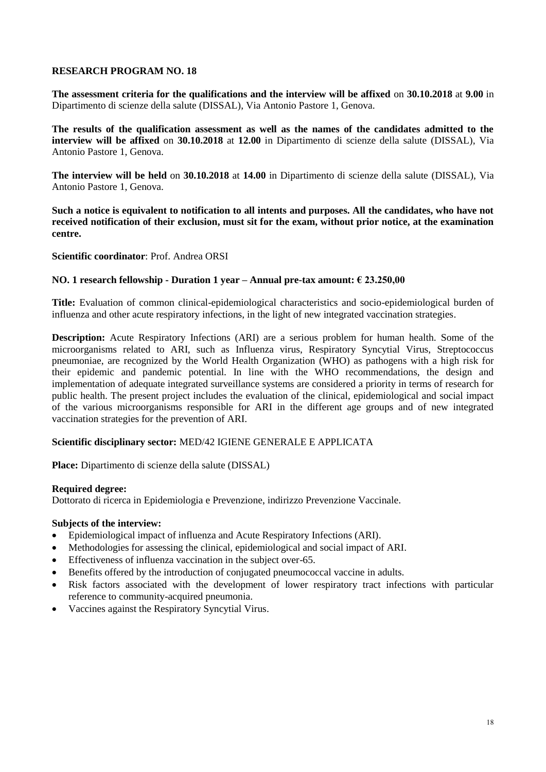**RESEARCH PROGRAM NO. 18**

**The assessment criteria for the qualifications and the interview will be affixed** on **30.10.2018** at **9.00** in Dipartimento di scienze della salute (DISSAL), Via Antonio Pastore 1, Genova.

**The results of the qualification assessment as well as the names of the candidates admitted to the interview will be affixed** on **30.10.2018** at **12.00** in Dipartimento di scienze della salute (DISSAL), Via Antonio Pastore 1, Genova.

**The interview will be held** on **30.10.2018** at **14.00** in Dipartimento di scienze della salute (DISSAL), Via Antonio Pastore 1, Genova.

**Such a notice is equivalent to notification to all intents and purposes. All the candidates, who have not received notification of their exclusion, must sit for the exam, without prior notice, at the examination centre.**

**Scientific coordinator**: Prof. Andrea ORSI

**NO. 1 research fellowship - Duration 1 year – Annual pre-tax amount: € 23.250,00**

**Title:** Evaluation of common clinical-epidemiological characteristics and socio-epidemiological burden of influenza and other acute respiratory infections, in the light of new integrated vaccination strategies.

**Description:** Acute Respiratory Infections (ARI) are a serious problem for human health. Some of the microorganisms related to ARI, such as Influenza virus, Respiratory Syncytial Virus, Streptococcus pneumoniae, are recognized by the World Health Organization (WHO) as pathogens with a high risk for their epidemic and pandemic potential. In line with the WHO recommendations, the design and implementation of adequate integrated surveillance systems are considered a priority in terms of research for public health. The present project includes the evaluation of the clinical, epidemiological and social impact of the various microorganisms responsible for ARI in the different age groups and of new integrated vaccination strategies for the prevention of ARI.

**Scientific disciplinary sector:** MED/42 IGIENE GENERALE E APPLICATA

**Place:** Dipartimento di scienze della salute (DISSAL)

**Required degree:**
Dottorato di ricerca in Epidemiologia e Prevenzione, indirizzo Prevenzione Vaccinale.

**Subjects of the interview:**

- Epidemiological impact of influenza and Acute Respiratory Infections (ARI).
- Methodologies for assessing the clinical, epidemiological and social impact of ARI.
- Effectiveness of influenza vaccination in the subject over-65.
- Benefits offered by the introduction of conjugated pneumococcal vaccine in adults.
- Risk factors associated with the development of lower respiratory tract infections with particular reference to community-acquired pneumonia.
- Vaccines against the Respiratory Syncytial Virus.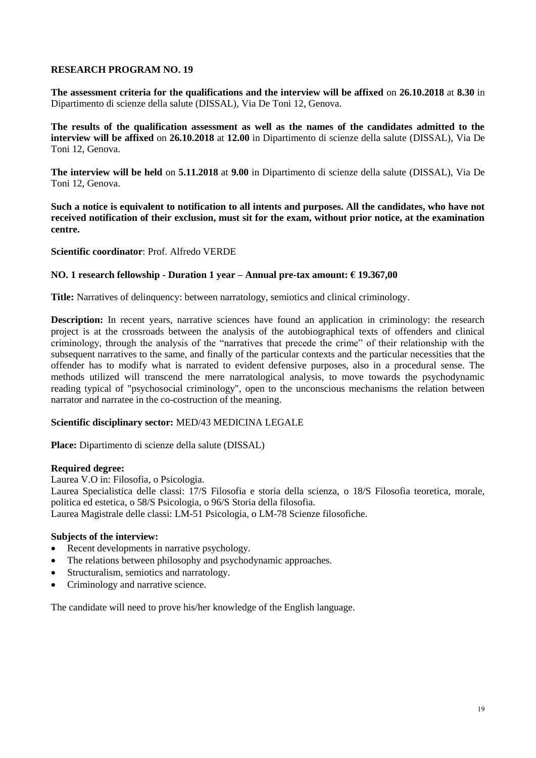**RESEARCH PROGRAM NO. 19**

**The assessment criteria for the qualifications and the interview will be affixed** on **26.10.2018** at **8.30** in Dipartimento di scienze della salute (DISSAL), Via De Toni 12, Genova.

**The results of the qualification assessment as well as the names of the candidates admitted to the interview will be affixed** on **26.10.2018** at **12.00** in Dipartimento di scienze della salute (DISSAL), Via De Toni 12, Genova.

**The interview will be held** on **5.11.2018** at **9.00** in Dipartimento di scienze della salute (DISSAL), Via De Toni 12, Genova.

**Such a notice is equivalent to notification to all intents and purposes. All the candidates, who have not received notification of their exclusion, must sit for the exam, without prior notice, at the examination centre.**

**Scientific coordinator**: Prof. Alfredo VERDE

**NO. 1 research fellowship - Duration 1 year – Annual pre-tax amount: € 19.367,00**

**Title:** Narratives of delinquency: between narratology, semiotics and clinical criminology.

**Description:** In recent years, narrative sciences have found an application in criminology: the research project is at the crossroads between the analysis of the autobiographical texts of offenders and clinical criminology, through the analysis of the "narratives that precede the crime" of their relationship with the subsequent narratives to the same, and finally of the particular contexts and the particular necessities that the offender has to modify what is narrated to evident defensive purposes, also in a procedural sense. The methods utilized will transcend the mere narratological analysis, to move towards the psychodynamic reading typical of "psychosocial criminology", open to the unconscious mechanisms the relation between narrator and narratee in the co-costruction of the meaning.

**Scientific disciplinary sector:** MED/43 MEDICINA LEGALE

**Place:** Dipartimento di scienze della salute (DISSAL)

**Required degree:**

Laurea V.O in: Filosofia, o Psicologia.

Laurea Specialistica delle classi: 17/S Filosofia e storia della scienza, o 18/S Filosofia teoretica, morale, politica ed estetica, o 58/S Psicologia, o 96/S Storia della filosofia.

Laurea Magistrale delle classi: LM-51 Psicologia, o LM-78 Scienze filosofiche.

**Subjects of the interview:**

- Recent developments in narrative psychology.
- The relations between philosophy and psychodynamic approaches.
- Structuralism, semiotics and narratology.
- Criminology and narrative science.

The candidate will need to prove his/her knowledge of the English language.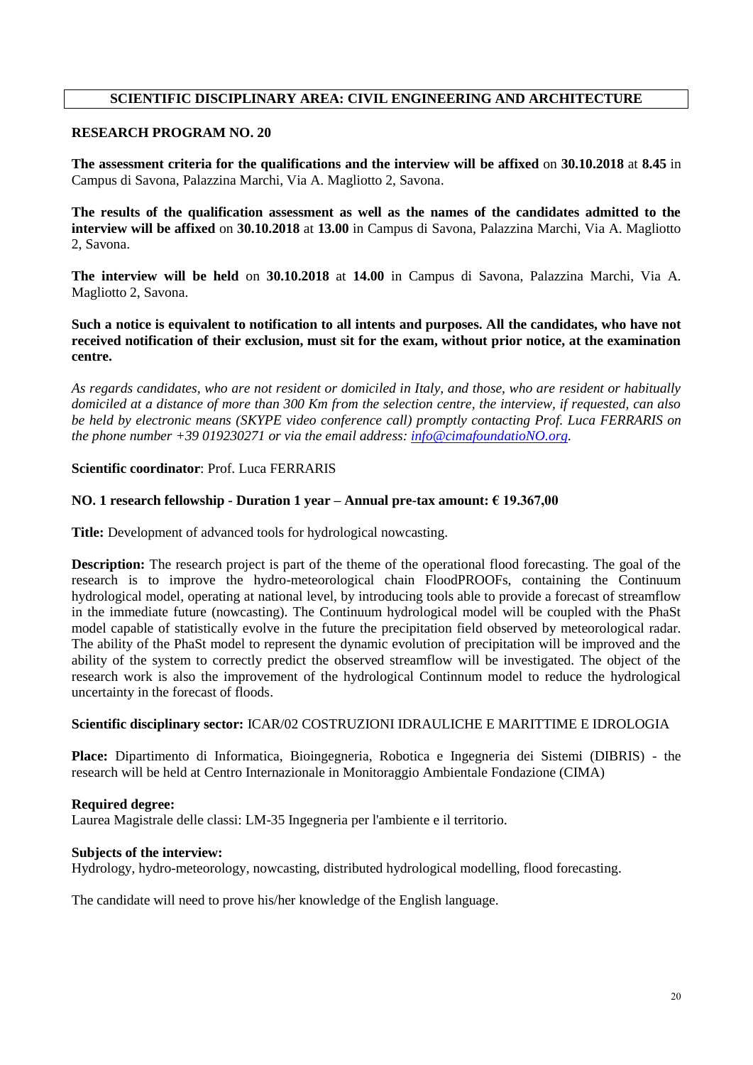## SCIENTIFIC DISCIPLINARY AREA: CIVIL ENGINEERING AND ARCHITECTURE

### RESEARCH PROGRAM NO. 20

**The assessment criteria for the qualifications and the interview will be affixed** on **30.10.2018** at **8.45** in Campus di Savona, Palazzina Marchi, Via A. Magliotto 2, Savona.

**The results of the qualification assessment as well as the names of the candidates admitted to the interview will be affixed** on **30.10.2018** at **13.00** in Campus di Savona, Palazzina Marchi, Via A. Magliotto 2, Savona.

**The interview will be held** on **30.10.2018** at **14.00** in Campus di Savona, Palazzina Marchi, Via A. Magliotto 2, Savona.

**Such a notice is equivalent to notification to all intents and purposes. All the candidates, who have not received notification of their exclusion, must sit for the exam, without prior notice, at the examination centre.**

*As regards candidates, who are not resident or domiciled in Italy, and those, who are resident or habitually domiciled at a distance of more than 300 Km from the selection centre, the interview, if requested, can also be held by electronic means (SKYPE video conference call) promptly contacting Prof. Luca FERRARIS on the phone number +39 019230271 or via the email address: info@cimafoundatioNO.org.*

**Scientific coordinator**: Prof. Luca FERRARIS

**NO. 1 research fellowship - Duration 1 year – Annual pre-tax amount: € 19.367,00**

**Title:** Development of advanced tools for hydrological nowcasting.

**Description:** The research project is part of the theme of the operational flood forecasting. The goal of the research is to improve the hydro-meteorological chain FloodPROOFs, containing the Continuum hydrological model, operating at national level, by introducing tools able to provide a forecast of streamflow in the immediate future (nowcasting). The Continuum hydrological model will be coupled with the PhaSt model capable of statistically evolve in the future the precipitation field observed by meteorological radar. The ability of the PhaSt model to represent the dynamic evolution of precipitation will be improved and the ability of the system to correctly predict the observed streamflow will be investigated. The object of the research work is also the improvement of the hydrological Continnum model to reduce the hydrological uncertainty in the forecast of floods.

**Scientific disciplinary sector:** ICAR/02 COSTRUZIONI IDRAULICHE E MARITTIME E IDROLOGIA

**Place:** Dipartimento di Informatica, Bioingegneria, Robotica e Ingegneria dei Sistemi (DIBRIS) - the research will be held at Centro Internazionale in Monitoraggio Ambientale Fondazione (CIMA)

**Required degree:**
Laurea Magistrale delle classi: LM-35 Ingegneria per l'ambiente e il territorio.

**Subjects of the interview:**
Hydrology, hydro-meteorology, nowcasting, distributed hydrological modelling, flood forecasting.

The candidate will need to prove his/her knowledge of the English language.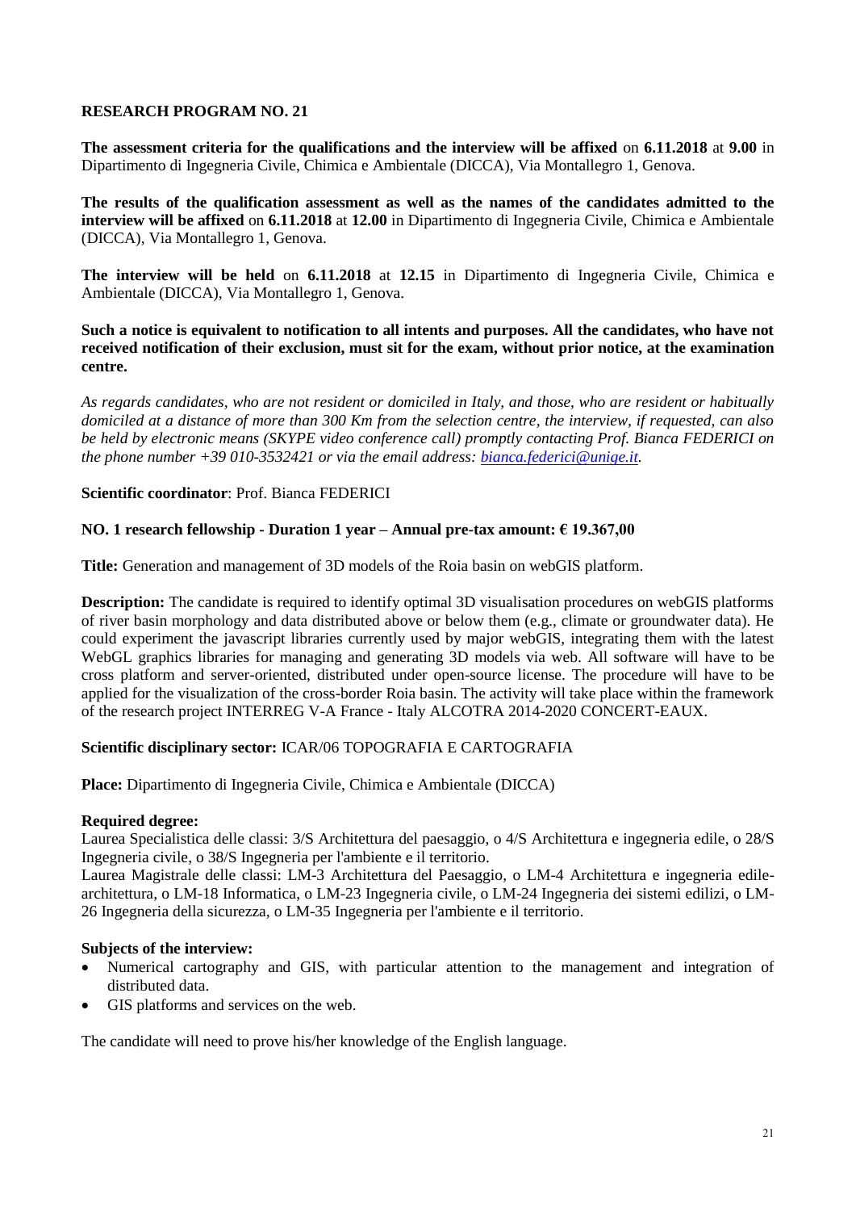**RESEARCH PROGRAM NO. 21**

**The assessment criteria for the qualifications and the interview will be affixed** on **6.11.2018** at **9.00** in Dipartimento di Ingegneria Civile, Chimica e Ambientale (DICCA), Via Montallegro 1, Genova.

**The results of the qualification assessment as well as the names of the candidates admitted to the interview will be affixed** on **6.11.2018** at **12.00** in Dipartimento di Ingegneria Civile, Chimica e Ambientale (DICCA), Via Montallegro 1, Genova.

**The interview will be held** on **6.11.2018** at **12.15** in Dipartimento di Ingegneria Civile, Chimica e Ambientale (DICCA), Via Montallegro 1, Genova.

**Such a notice is equivalent to notification to all intents and purposes. All the candidates, who have not received notification of their exclusion, must sit for the exam, without prior notice, at the examination centre.**

*As regards candidates, who are not resident or domiciled in Italy, and those, who are resident or habitually domiciled at a distance of more than 300 Km from the selection centre, the interview, if requested, can also be held by electronic means (SKYPE video conference call) promptly contacting Prof. Bianca FEDERICI on the phone number +39 010-3532421 or via the email address: bianca.federici@unige.it.*

**Scientific coordinator**: Prof. Bianca FEDERICI

**NO. 1 research fellowship - Duration 1 year – Annual pre-tax amount: € 19.367,00**

**Title:** Generation and management of 3D models of the Roia basin on webGIS platform.

**Description:** The candidate is required to identify optimal 3D visualisation procedures on webGIS platforms of river basin morphology and data distributed above or below them (e.g., climate or groundwater data). He could experiment the javascript libraries currently used by major webGIS, integrating them with the latest WebGL graphics libraries for managing and generating 3D models via web. All software will have to be cross platform and server-oriented, distributed under open-source license. The procedure will have to be applied for the visualization of the cross-border Roia basin. The activity will take place within the framework of the research project INTERREG V-A France - Italy ALCOTRA 2014-2020 CONCERT-EAUX.

**Scientific disciplinary sector:** ICAR/06 TOPOGRAFIA E CARTOGRAFIA

**Place:** Dipartimento di Ingegneria Civile, Chimica e Ambientale (DICCA)

**Required degree:**
Laurea Specialistica delle classi: 3/S Architettura del paesaggio, o 4/S Architettura e ingegneria edile, o 28/S Ingegneria civile, o 38/S Ingegneria per l'ambiente e il territorio.
Laurea Magistrale delle classi: LM-3 Architettura del Paesaggio, o LM-4 Architettura e ingegneria edile-architettura, o LM-18 Informatica, o LM-23 Ingegneria civile, o LM-24 Ingegneria dei sistemi edilizi, o LM-26 Ingegneria della sicurezza, o LM-35 Ingegneria per l'ambiente e il territorio.

**Subjects of the interview:**
- Numerical cartography and GIS, with particular attention to the management and integration of distributed data.
- GIS platforms and services on the web.

The candidate will need to prove his/her knowledge of the English language.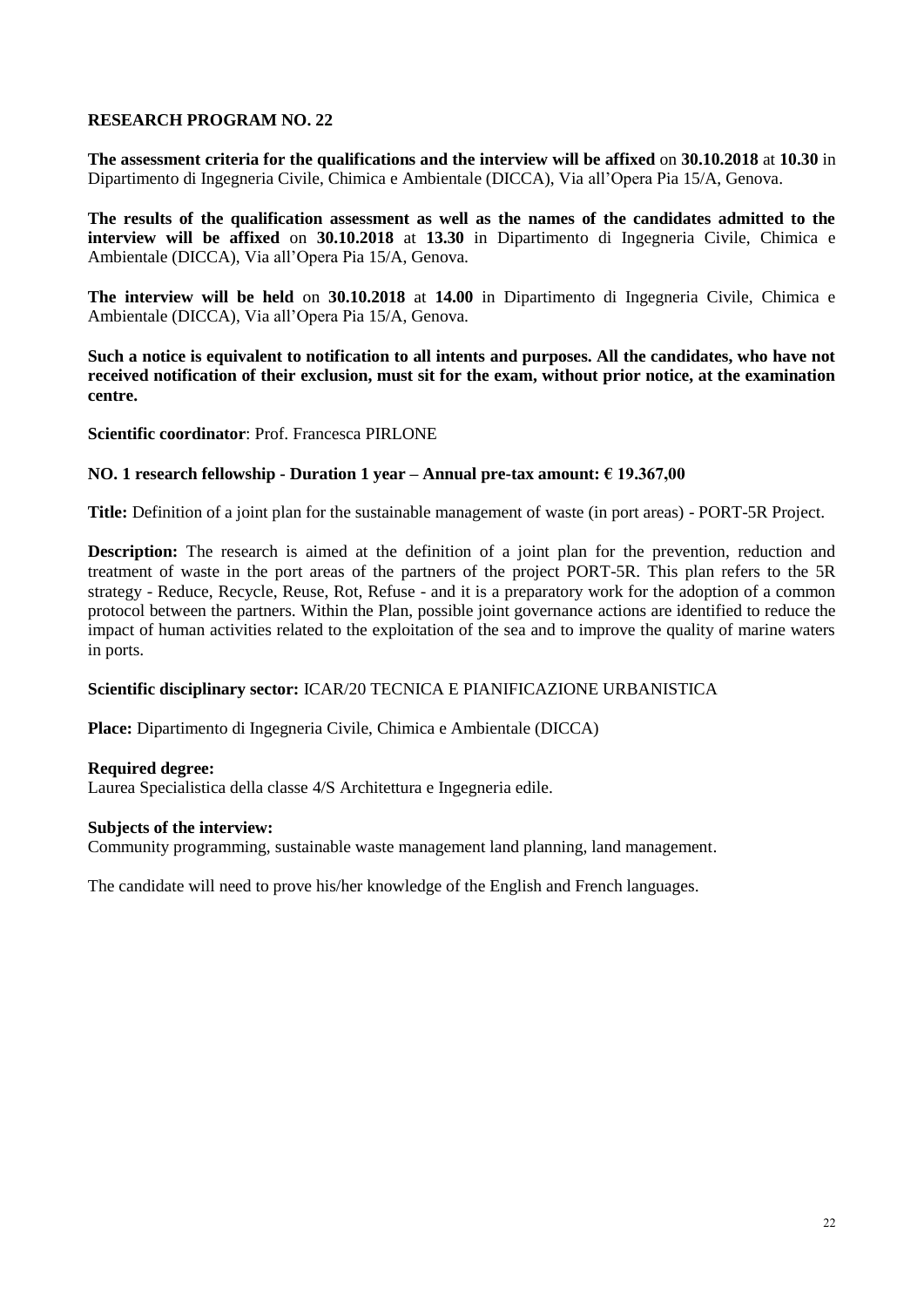**RESEARCH PROGRAM NO. 22**

**The assessment criteria for the qualifications and the interview will be affixed** on **30.10.2018** at **10.30** in Dipartimento di Ingegneria Civile, Chimica e Ambientale (DICCA), Via all'Opera Pia 15/A, Genova.

**The results of the qualification assessment as well as the names of the candidates admitted to the interview will be affixed** on **30.10.2018** at **13.30** in Dipartimento di Ingegneria Civile, Chimica e Ambientale (DICCA), Via all'Opera Pia 15/A, Genova.

**The interview will be held** on **30.10.2018** at **14.00** in Dipartimento di Ingegneria Civile, Chimica e Ambientale (DICCA), Via all'Opera Pia 15/A, Genova.

**Such a notice is equivalent to notification to all intents and purposes. All the candidates, who have not received notification of their exclusion, must sit for the exam, without prior notice, at the examination centre.**

**Scientific coordinator**: Prof. Francesca PIRLONE

**NO. 1 research fellowship - Duration 1 year – Annual pre-tax amount: € 19.367,00**

**Title:** Definition of a joint plan for the sustainable management of waste (in port areas) - PORT-5R Project.

**Description:** The research is aimed at the definition of a joint plan for the prevention, reduction and treatment of waste in the port areas of the partners of the project PORT-5R. This plan refers to the 5R strategy - Reduce, Recycle, Reuse, Rot, Refuse - and it is a preparatory work for the adoption of a common protocol between the partners. Within the Plan, possible joint governance actions are identified to reduce the impact of human activities related to the exploitation of the sea and to improve the quality of marine waters in ports.

**Scientific disciplinary sector:** ICAR/20 TECNICA E PIANIFICAZIONE URBANISTICA

**Place:** Dipartimento di Ingegneria Civile, Chimica e Ambientale (DICCA)

**Required degree:**
Laurea Specialistica della classe 4/S Architettura e Ingegneria edile.

**Subjects of the interview:**
Community programming, sustainable waste management land planning, land management.

The candidate will need to prove his/her knowledge of the English and French languages.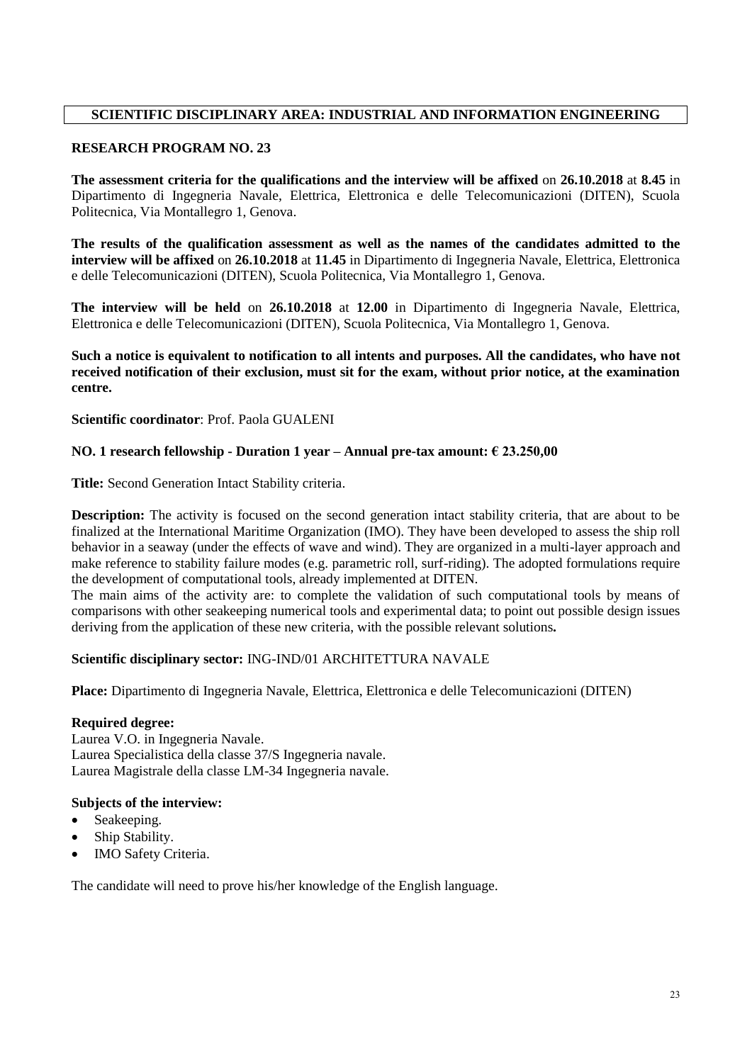## SCIENTIFIC DISCIPLINARY AREA: INDUSTRIAL AND INFORMATION ENGINEERING

### RESEARCH PROGRAM NO. 23

**The assessment criteria for the qualifications and the interview will be affixed** on **26.10.2018** at **8.45** in Dipartimento di Ingegneria Navale, Elettrica, Elettronica e delle Telecomunicazioni (DITEN), Scuola Politecnica, Via Montallegro 1, Genova.

**The results of the qualification assessment as well as the names of the candidates admitted to the interview will be affixed** on **26.10.2018** at **11.45** in Dipartimento di Ingegneria Navale, Elettrica, Elettronica e delle Telecomunicazioni (DITEN), Scuola Politecnica, Via Montallegro 1, Genova.

**The interview will be held** on **26.10.2018** at **12.00** in Dipartimento di Ingegneria Navale, Elettrica, Elettronica e delle Telecomunicazioni (DITEN), Scuola Politecnica, Via Montallegro 1, Genova.

**Such a notice is equivalent to notification to all intents and purposes. All the candidates, who have not received notification of their exclusion, must sit for the exam, without prior notice, at the examination centre.**

**Scientific coordinator**: Prof. Paola GUALENI

**NO. 1 research fellowship - Duration 1 year – Annual pre-tax amount: € 23.250,00**

**Title:** Second Generation Intact Stability criteria.

**Description:** The activity is focused on the second generation intact stability criteria, that are about to be finalized at the International Maritime Organization (IMO). They have been developed to assess the ship roll behavior in a seaway (under the effects of wave and wind). They are organized in a multi-layer approach and make reference to stability failure modes (e.g. parametric roll, surf-riding). The adopted formulations require the development of computational tools, already implemented at DITEN.
The main aims of the activity are: to complete the validation of such computational tools by means of comparisons with other seakeeping numerical tools and experimental data; to point out possible design issues deriving from the application of these new criteria, with the possible relevant solutions**.**

**Scientific disciplinary sector:** ING-IND/01 ARCHITETTURA NAVALE

**Place:** Dipartimento di Ingegneria Navale, Elettrica, Elettronica e delle Telecomunicazioni (DITEN)

**Required degree:**
Laurea V.O. in Ingegneria Navale.
Laurea Specialistica della classe 37/S Ingegneria navale.
Laurea Magistrale della classe LM-34 Ingegneria navale.

**Subjects of the interview:**

- Seakeeping.
- Ship Stability.
- IMO Safety Criteria.

The candidate will need to prove his/her knowledge of the English language.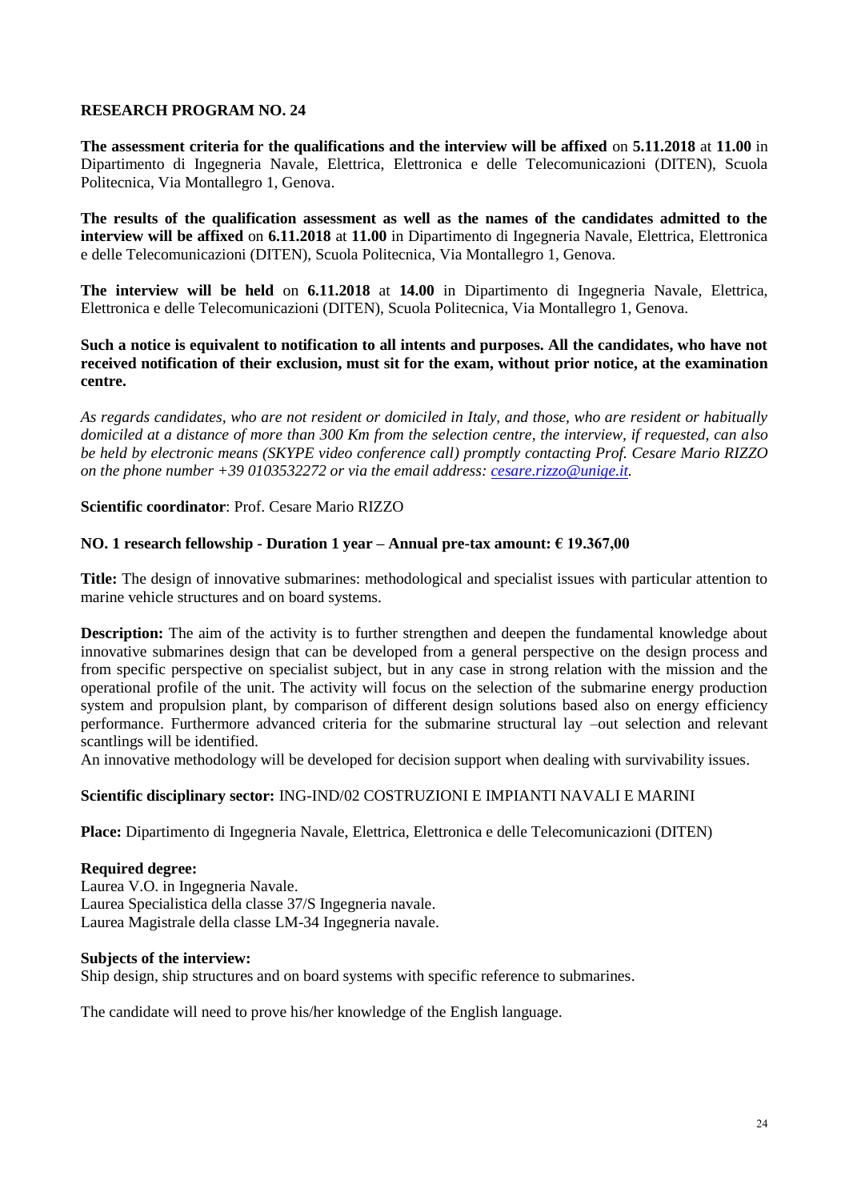## RESEARCH PROGRAM NO. 24

**The assessment criteria for the qualifications and the interview will be affixed** on **5.11.2018** at **11.00** in Dipartimento di Ingegneria Navale, Elettrica, Elettronica e delle Telecomunicazioni (DITEN), Scuola Politecnica, Via Montallegro 1, Genova.

**The results of the qualification assessment as well as the names of the candidates admitted to the interview will be affixed** on **6.11.2018** at **11.00** in Dipartimento di Ingegneria Navale, Elettrica, Elettronica e delle Telecomunicazioni (DITEN), Scuola Politecnica, Via Montallegro 1, Genova.

**The interview will be held** on **6.11.2018** at **14.00** in Dipartimento di Ingegneria Navale, Elettrica, Elettronica e delle Telecomunicazioni (DITEN), Scuola Politecnica, Via Montallegro 1, Genova.

**Such a notice is equivalent to notification to all intents and purposes. All the candidates, who have not received notification of their exclusion, must sit for the exam, without prior notice, at the examination centre.**

*As regards candidates, who are not resident or domiciled in Italy, and those, who are resident or habitually domiciled at a distance of more than 300 Km from the selection centre, the interview, if requested, can also be held by electronic means (SKYPE video conference call) promptly contacting Prof. Cesare Mario RIZZO on the phone number +39 0103532272 or via the email address: cesare.rizzo@unige.it.*

**Scientific coordinator**: Prof. Cesare Mario RIZZO

**NO. 1 research fellowship - Duration 1 year – Annual pre-tax amount: € 19.367,00**

**Title:** The design of innovative submarines: methodological and specialist issues with particular attention to marine vehicle structures and on board systems.

**Description:** The aim of the activity is to further strengthen and deepen the fundamental knowledge about innovative submarines design that can be developed from a general perspective on the design process and from specific perspective on specialist subject, but in any case in strong relation with the mission and the operational profile of the unit. The activity will focus on the selection of the submarine energy production system and propulsion plant, by comparison of different design solutions based also on energy efficiency performance. Furthermore advanced criteria for the submarine structural lay –out selection and relevant scantlings will be identified.
An innovative methodology will be developed for decision support when dealing with survivability issues.

**Scientific disciplinary sector:** ING-IND/02 COSTRUZIONI E IMPIANTI NAVALI E MARINI

**Place:** Dipartimento di Ingegneria Navale, Elettrica, Elettronica e delle Telecomunicazioni (DITEN)

**Required degree:**
Laurea V.O. in Ingegneria Navale.
Laurea Specialistica della classe 37/S Ingegneria navale.
Laurea Magistrale della classe LM-34 Ingegneria navale.

**Subjects of the interview:**
Ship design, ship structures and on board systems with specific reference to submarines.

The candidate will need to prove his/her knowledge of the English language.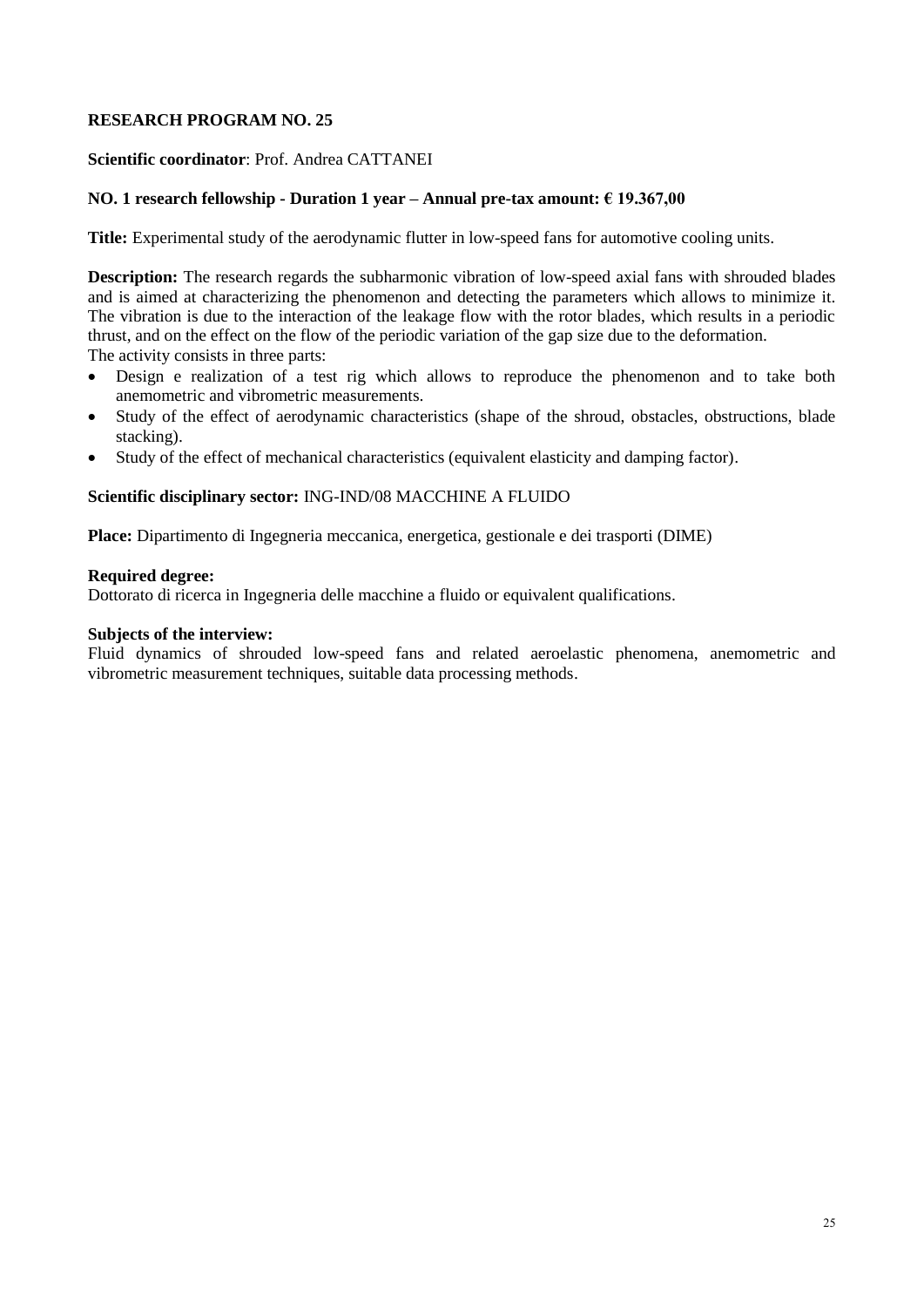**RESEARCH PROGRAM NO. 25**

**Scientific coordinator**: Prof. Andrea CATTANEI

**NO. 1 research fellowship - Duration 1 year – Annual pre-tax amount: € 19.367,00**

**Title:** Experimental study of the aerodynamic flutter in low-speed fans for automotive cooling units.

**Description:** The research regards the subharmonic vibration of low-speed axial fans with shrouded blades and is aimed at characterizing the phenomenon and detecting the parameters which allows to minimize it. The vibration is due to the interaction of the leakage flow with the rotor blades, which results in a periodic thrust, and on the effect on the flow of the periodic variation of the gap size due to the deformation.
The activity consists in three parts:

- Design e realization of a test rig which allows to reproduce the phenomenon and to take both anemometric and vibrometric measurements.
- Study of the effect of aerodynamic characteristics (shape of the shroud, obstacles, obstructions, blade stacking).
- Study of the effect of mechanical characteristics (equivalent elasticity and damping factor).

**Scientific disciplinary sector:** ING-IND/08 MACCHINE A FLUIDO

**Place:** Dipartimento di Ingegneria meccanica, energetica, gestionale e dei trasporti (DIME)

**Required degree:**
Dottorato di ricerca in Ingegneria delle macchine a fluido or equivalent qualifications.

**Subjects of the interview:**
Fluid dynamics of shrouded low-speed fans and related aeroelastic phenomena, anemometric and vibrometric measurement techniques, suitable data processing methods.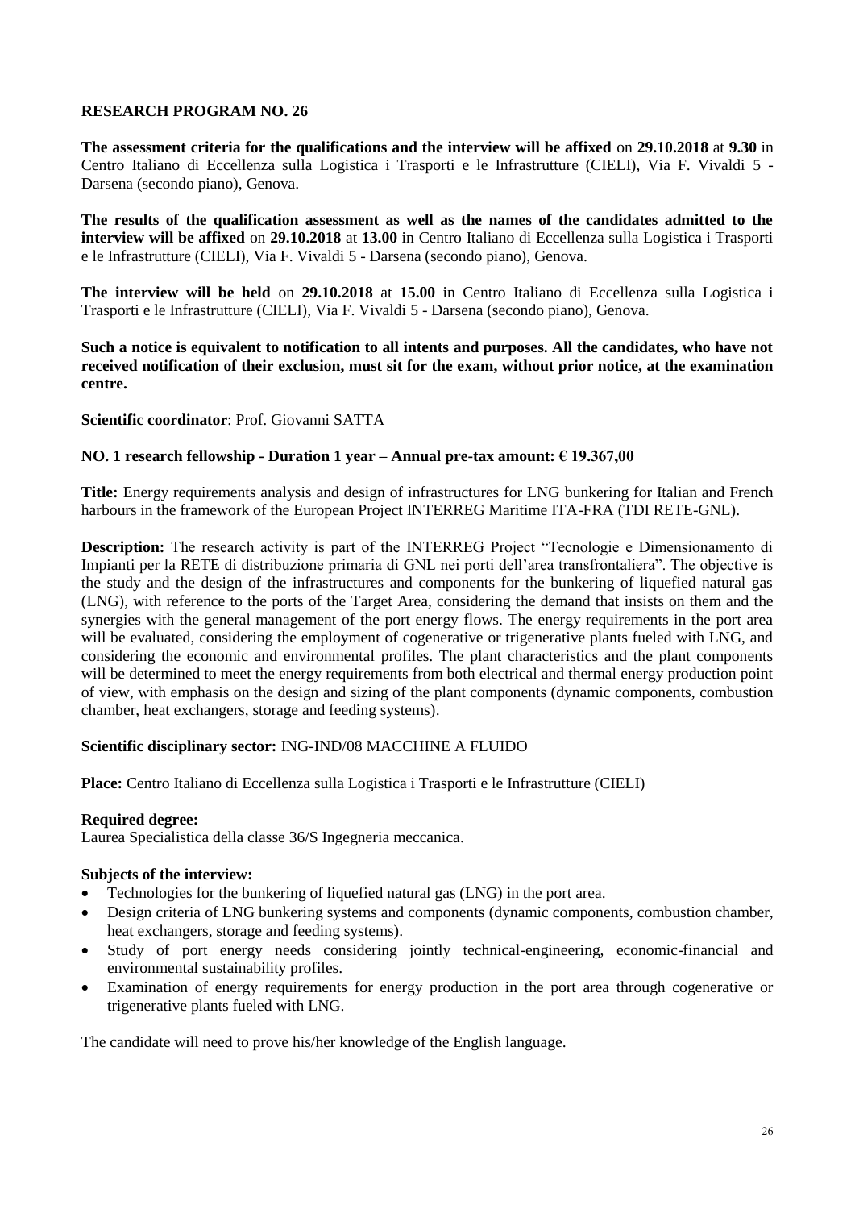## RESEARCH PROGRAM NO. 26

**The assessment criteria for the qualifications and the interview will be affixed** on **29.10.2018** at **9.30** in Centro Italiano di Eccellenza sulla Logistica i Trasporti e le Infrastrutture (CIELI), Via F. Vivaldi 5 - Darsena (secondo piano), Genova.

**The results of the qualification assessment as well as the names of the candidates admitted to the interview will be affixed** on **29.10.2018** at **13.00** in Centro Italiano di Eccellenza sulla Logistica i Trasporti e le Infrastrutture (CIELI), Via F. Vivaldi 5 - Darsena (secondo piano), Genova.

**The interview will be held** on **29.10.2018** at **15.00** in Centro Italiano di Eccellenza sulla Logistica i Trasporti e le Infrastrutture (CIELI), Via F. Vivaldi 5 - Darsena (secondo piano), Genova.

**Such a notice is equivalent to notification to all intents and purposes. All the candidates, who have not received notification of their exclusion, must sit for the exam, without prior notice, at the examination centre.**

**Scientific coordinator**: Prof. Giovanni SATTA

**NO. 1 research fellowship - Duration 1 year – Annual pre-tax amount: € 19.367,00**

**Title:** Energy requirements analysis and design of infrastructures for LNG bunkering for Italian and French harbours in the framework of the European Project INTERREG Maritime ITA-FRA (TDI RETE-GNL).

**Description:** The research activity is part of the INTERREG Project "Tecnologie e Dimensionamento di Impianti per la RETE di distribuzione primaria di GNL nei porti dell'area transfrontaliera". The objective is the study and the design of the infrastructures and components for the bunkering of liquefied natural gas (LNG), with reference to the ports of the Target Area, considering the demand that insists on them and the synergies with the general management of the port energy flows. The energy requirements in the port area will be evaluated, considering the employment of cogenerative or trigenerative plants fueled with LNG, and considering the economic and environmental profiles. The plant characteristics and the plant components will be determined to meet the energy requirements from both electrical and thermal energy production point of view, with emphasis on the design and sizing of the plant components (dynamic components, combustion chamber, heat exchangers, storage and feeding systems).

**Scientific disciplinary sector:** ING-IND/08 MACCHINE A FLUIDO

**Place:** Centro Italiano di Eccellenza sulla Logistica i Trasporti e le Infrastrutture (CIELI)

**Required degree:**
Laurea Specialistica della classe 36/S Ingegneria meccanica.

**Subjects of the interview:**

- Technologies for the bunkering of liquefied natural gas (LNG) in the port area.
- Design criteria of LNG bunkering systems and components (dynamic components, combustion chamber, heat exchangers, storage and feeding systems).
- Study of port energy needs considering jointly technical-engineering, economic-financial and environmental sustainability profiles.
- Examination of energy requirements for energy production in the port area through cogenerative or trigenerative plants fueled with LNG.

The candidate will need to prove his/her knowledge of the English language.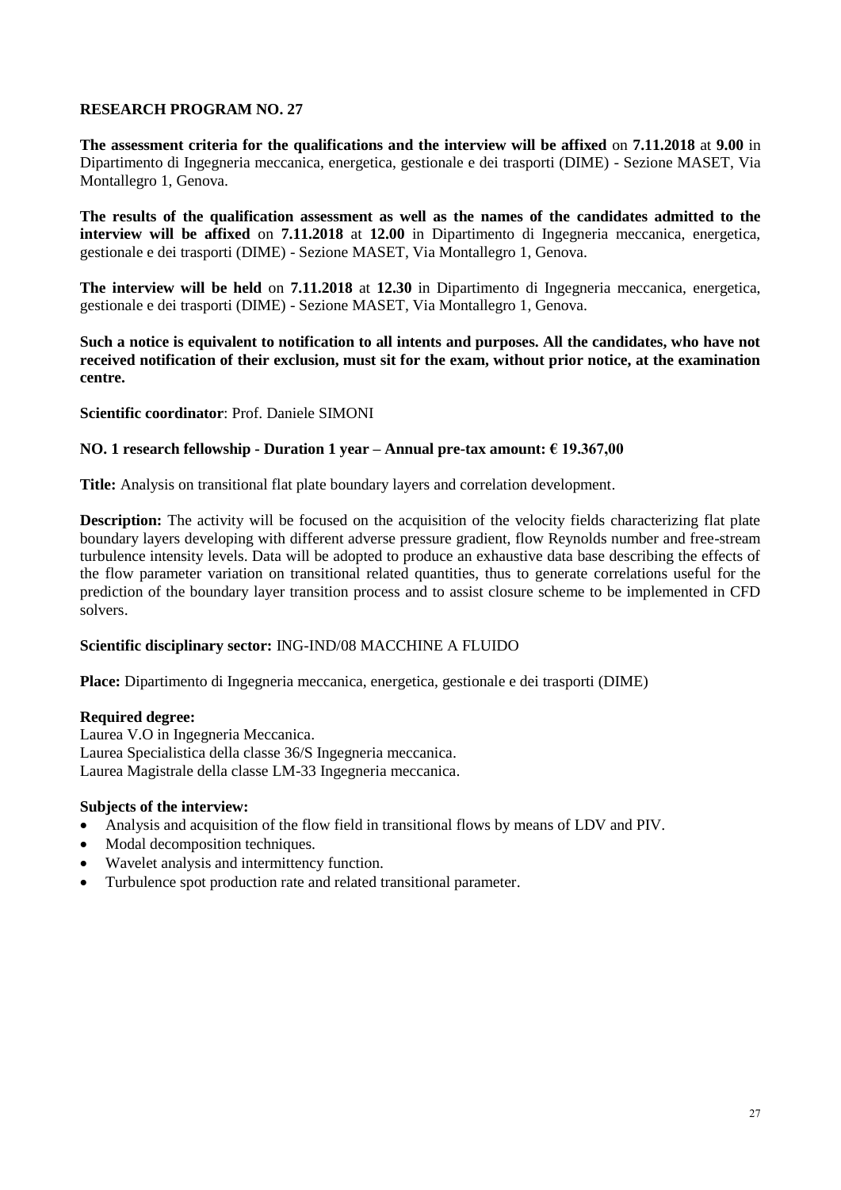## RESEARCH PROGRAM NO. 27

**The assessment criteria for the qualifications and the interview will be affixed** on **7.11.2018** at **9.00** in Dipartimento di Ingegneria meccanica, energetica, gestionale e dei trasporti (DIME) - Sezione MASET, Via Montallegro 1, Genova.

**The results of the qualification assessment as well as the names of the candidates admitted to the interview will be affixed** on **7.11.2018** at **12.00** in Dipartimento di Ingegneria meccanica, energetica, gestionale e dei trasporti (DIME) - Sezione MASET, Via Montallegro 1, Genova.

**The interview will be held** on **7.11.2018** at **12.30** in Dipartimento di Ingegneria meccanica, energetica, gestionale e dei trasporti (DIME) - Sezione MASET, Via Montallegro 1, Genova.

**Such a notice is equivalent to notification to all intents and purposes. All the candidates, who have not received notification of their exclusion, must sit for the exam, without prior notice, at the examination centre.**

**Scientific coordinator**: Prof. Daniele SIMONI

**NO. 1 research fellowship - Duration 1 year – Annual pre-tax amount: € 19.367,00**

**Title:** Analysis on transitional flat plate boundary layers and correlation development.

**Description:** The activity will be focused on the acquisition of the velocity fields characterizing flat plate boundary layers developing with different adverse pressure gradient, flow Reynolds number and free-stream turbulence intensity levels. Data will be adopted to produce an exhaustive data base describing the effects of the flow parameter variation on transitional related quantities, thus to generate correlations useful for the prediction of the boundary layer transition process and to assist closure scheme to be implemented in CFD solvers.

**Scientific disciplinary sector:** ING-IND/08 MACCHINE A FLUIDO

**Place:** Dipartimento di Ingegneria meccanica, energetica, gestionale e dei trasporti (DIME)

**Required degree:**
Laurea V.O in Ingegneria Meccanica.
Laurea Specialistica della classe 36/S Ingegneria meccanica.
Laurea Magistrale della classe LM-33 Ingegneria meccanica.

**Subjects of the interview:**

- Analysis and acquisition of the flow field in transitional flows by means of LDV and PIV.
- Modal decomposition techniques.
- Wavelet analysis and intermittency function.
- Turbulence spot production rate and related transitional parameter.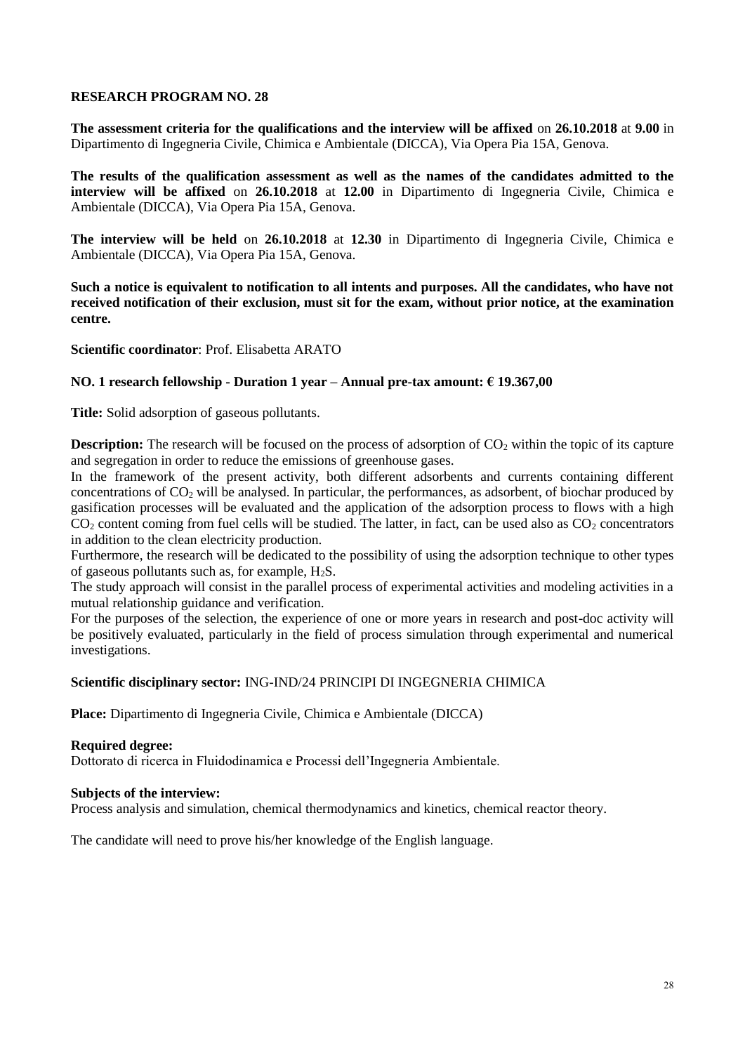## RESEARCH PROGRAM NO. 28

**The assessment criteria for the qualifications and the interview will be affixed** on **26.10.2018** at **9.00** in Dipartimento di Ingegneria Civile, Chimica e Ambientale (DICCA), Via Opera Pia 15A, Genova.

**The results of the qualification assessment as well as the names of the candidates admitted to the interview will be affixed** on **26.10.2018** at **12.00** in Dipartimento di Ingegneria Civile, Chimica e Ambientale (DICCA), Via Opera Pia 15A, Genova.

**The interview will be held** on **26.10.2018** at **12.30** in Dipartimento di Ingegneria Civile, Chimica e Ambientale (DICCA), Via Opera Pia 15A, Genova.

**Such a notice is equivalent to notification to all intents and purposes. All the candidates, who have not received notification of their exclusion, must sit for the exam, without prior notice, at the examination centre.**

**Scientific coordinator**: Prof. Elisabetta ARATO

**NO. 1 research fellowship - Duration 1 year – Annual pre-tax amount: € 19.367,00**

**Title:** Solid adsorption of gaseous pollutants.

**Description:** The research will be focused on the process of adsorption of $CO_2$ within the topic of its capture and segregation in order to reduce the emissions of greenhouse gases.
In the framework of the present activity, both different adsorbents and currents containing different concentrations of $CO_2$ will be analysed. In particular, the performances, as adsorbent, of biochar produced by gasification processes will be evaluated and the application of the adsorption process to flows with a high $CO_2$ content coming from fuel cells will be studied. The latter, in fact, can be used also as $CO_2$ concentrators in addition to the clean electricity production.
Furthermore, the research will be dedicated to the possibility of using the adsorption technique to other types of gaseous pollutants such as, for example, $H_2S$.
The study approach will consist in the parallel process of experimental activities and modeling activities in a mutual relationship guidance and verification.
For the purposes of the selection, the experience of one or more years in research and post-doc activity will be positively evaluated, particularly in the field of process simulation through experimental and numerical investigations.

**Scientific disciplinary sector:** ING-IND/24 PRINCIPI DI INGEGNERIA CHIMICA

**Place:** Dipartimento di Ingegneria Civile, Chimica e Ambientale (DICCA)

**Required degree:**
Dottorato di ricerca in Fluidodinamica e Processi dell'Ingegneria Ambientale.

**Subjects of the interview:**
Process analysis and simulation, chemical thermodynamics and kinetics, chemical reactor theory.

The candidate will need to prove his/her knowledge of the English language.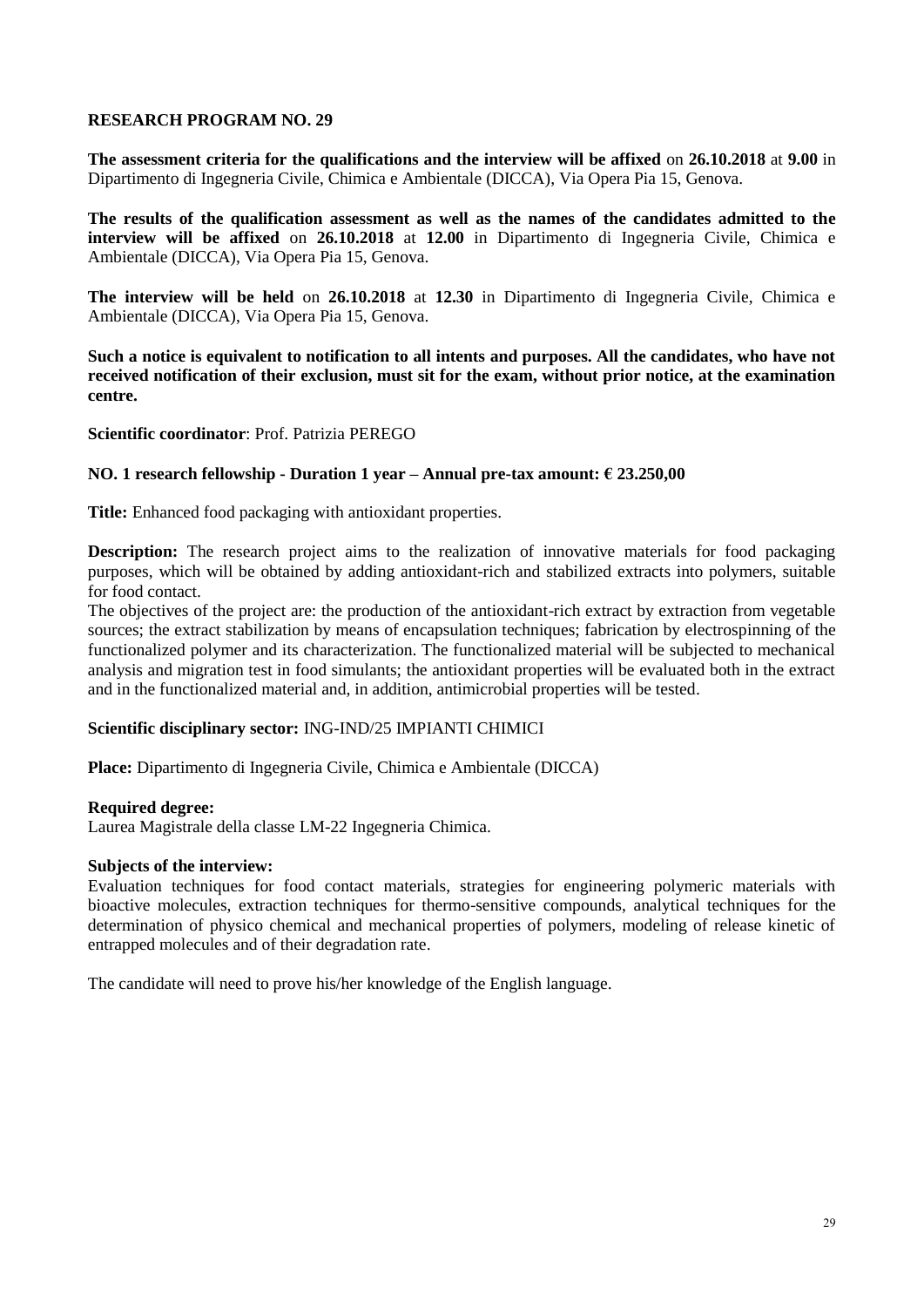## RESEARCH PROGRAM NO. 29

**The assessment criteria for the qualifications and the interview will be affixed** on **26.10.2018** at **9.00** in Dipartimento di Ingegneria Civile, Chimica e Ambientale (DICCA), Via Opera Pia 15, Genova.

**The results of the qualification assessment as well as the names of the candidates admitted to the interview will be affixed** on **26.10.2018** at **12.00** in Dipartimento di Ingegneria Civile, Chimica e Ambientale (DICCA), Via Opera Pia 15, Genova.

**The interview will be held** on **26.10.2018** at **12.30** in Dipartimento di Ingegneria Civile, Chimica e Ambientale (DICCA), Via Opera Pia 15, Genova.

**Such a notice is equivalent to notification to all intents and purposes. All the candidates, who have not received notification of their exclusion, must sit for the exam, without prior notice, at the examination centre.**

**Scientific coordinator**: Prof. Patrizia PEREGO

**NO. 1 research fellowship - Duration 1 year – Annual pre-tax amount: € 23.250,00**

**Title:** Enhanced food packaging with antioxidant properties.

**Description:** The research project aims to the realization of innovative materials for food packaging purposes, which will be obtained by adding antioxidant-rich and stabilized extracts into polymers, suitable for food contact.
The objectives of the project are: the production of the antioxidant-rich extract by extraction from vegetable sources; the extract stabilization by means of encapsulation techniques; fabrication by electrospinning of the functionalized polymer and its characterization. The functionalized material will be subjected to mechanical analysis and migration test in food simulants; the antioxidant properties will be evaluated both in the extract and in the functionalized material and, in addition, antimicrobial properties will be tested.

**Scientific disciplinary sector:** ING-IND/25 IMPIANTI CHIMICI

**Place:** Dipartimento di Ingegneria Civile, Chimica e Ambientale (DICCA)

**Required degree:**
Laurea Magistrale della classe LM-22 Ingegneria Chimica.

**Subjects of the interview:**
Evaluation techniques for food contact materials, strategies for engineering polymeric materials with bioactive molecules, extraction techniques for thermo-sensitive compounds, analytical techniques for the determination of physico chemical and mechanical properties of polymers, modeling of release kinetic of entrapped molecules and of their degradation rate.

The candidate will need to prove his/her knowledge of the English language.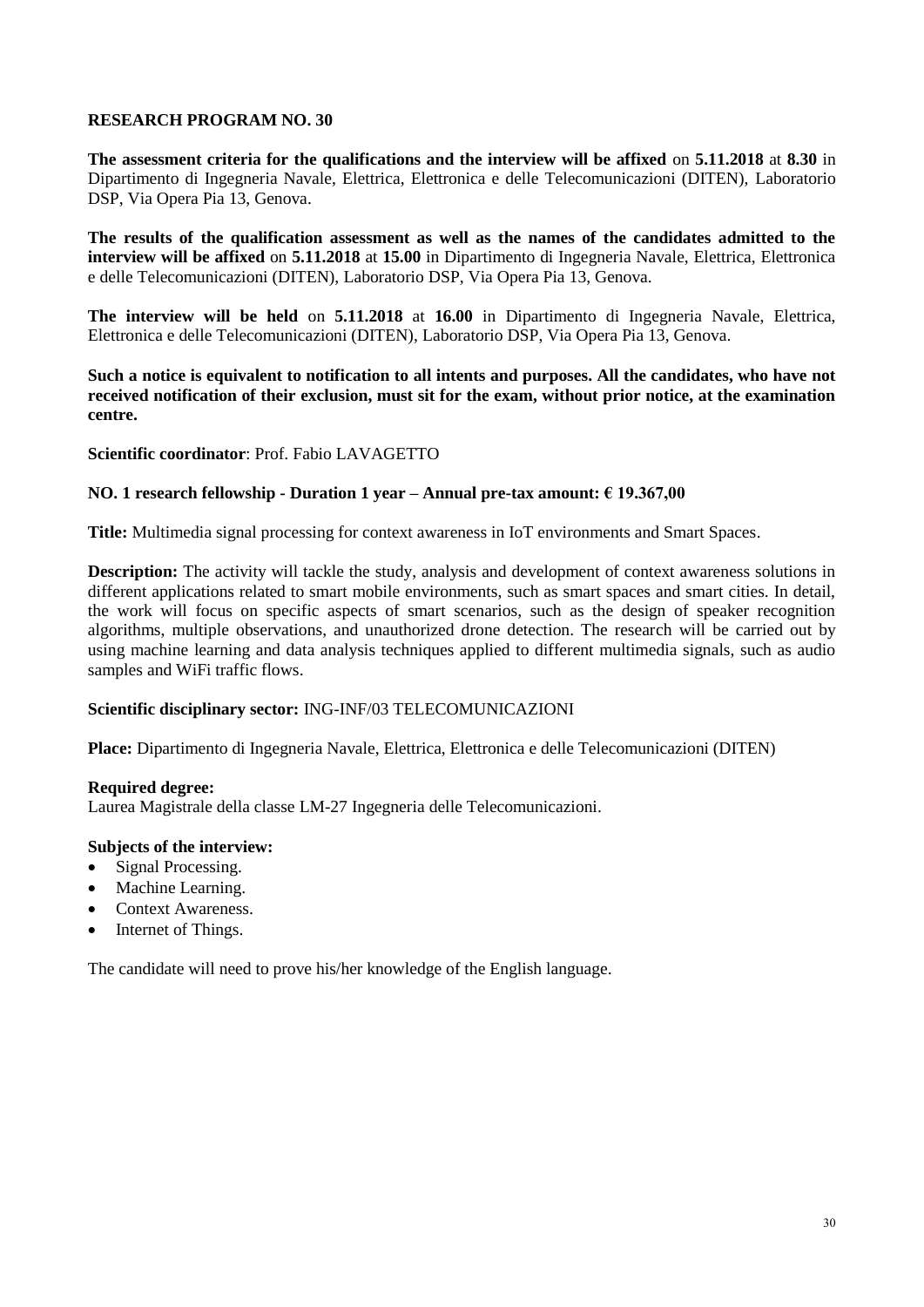## RESEARCH PROGRAM NO. 30

**The assessment criteria for the qualifications and the interview will be affixed** on **5.11.2018** at **8.30** in Dipartimento di Ingegneria Navale, Elettrica, Elettronica e delle Telecomunicazioni (DITEN), Laboratorio DSP, Via Opera Pia 13, Genova.

**The results of the qualification assessment as well as the names of the candidates admitted to the interview will be affixed** on **5.11.2018** at **15.00** in Dipartimento di Ingegneria Navale, Elettrica, Elettronica e delle Telecomunicazioni (DITEN), Laboratorio DSP, Via Opera Pia 13, Genova.

**The interview will be held** on **5.11.2018** at **16.00** in Dipartimento di Ingegneria Navale, Elettrica, Elettronica e delle Telecomunicazioni (DITEN), Laboratorio DSP, Via Opera Pia 13, Genova.

**Such a notice is equivalent to notification to all intents and purposes. All the candidates, who have not received notification of their exclusion, must sit for the exam, without prior notice, at the examination centre.**

**Scientific coordinator**: Prof. Fabio LAVAGETTO

**NO. 1 research fellowship - Duration 1 year – Annual pre-tax amount: € 19.367,00**

**Title:** Multimedia signal processing for context awareness in IoT environments and Smart Spaces.

**Description:** The activity will tackle the study, analysis and development of context awareness solutions in different applications related to smart mobile environments, such as smart spaces and smart cities. In detail, the work will focus on specific aspects of smart scenarios, such as the design of speaker recognition algorithms, multiple observations, and unauthorized drone detection. The research will be carried out by using machine learning and data analysis techniques applied to different multimedia signals, such as audio samples and WiFi traffic flows.

**Scientific disciplinary sector:** ING-INF/03 TELECOMUNICAZIONI

**Place:** Dipartimento di Ingegneria Navale, Elettrica, Elettronica e delle Telecomunicazioni (DITEN)

**Required degree:**
Laurea Magistrale della classe LM-27 Ingegneria delle Telecomunicazioni.

**Subjects of the interview:**
- Signal Processing.
- Machine Learning.
- Context Awareness.
- Internet of Things.

The candidate will need to prove his/her knowledge of the English language.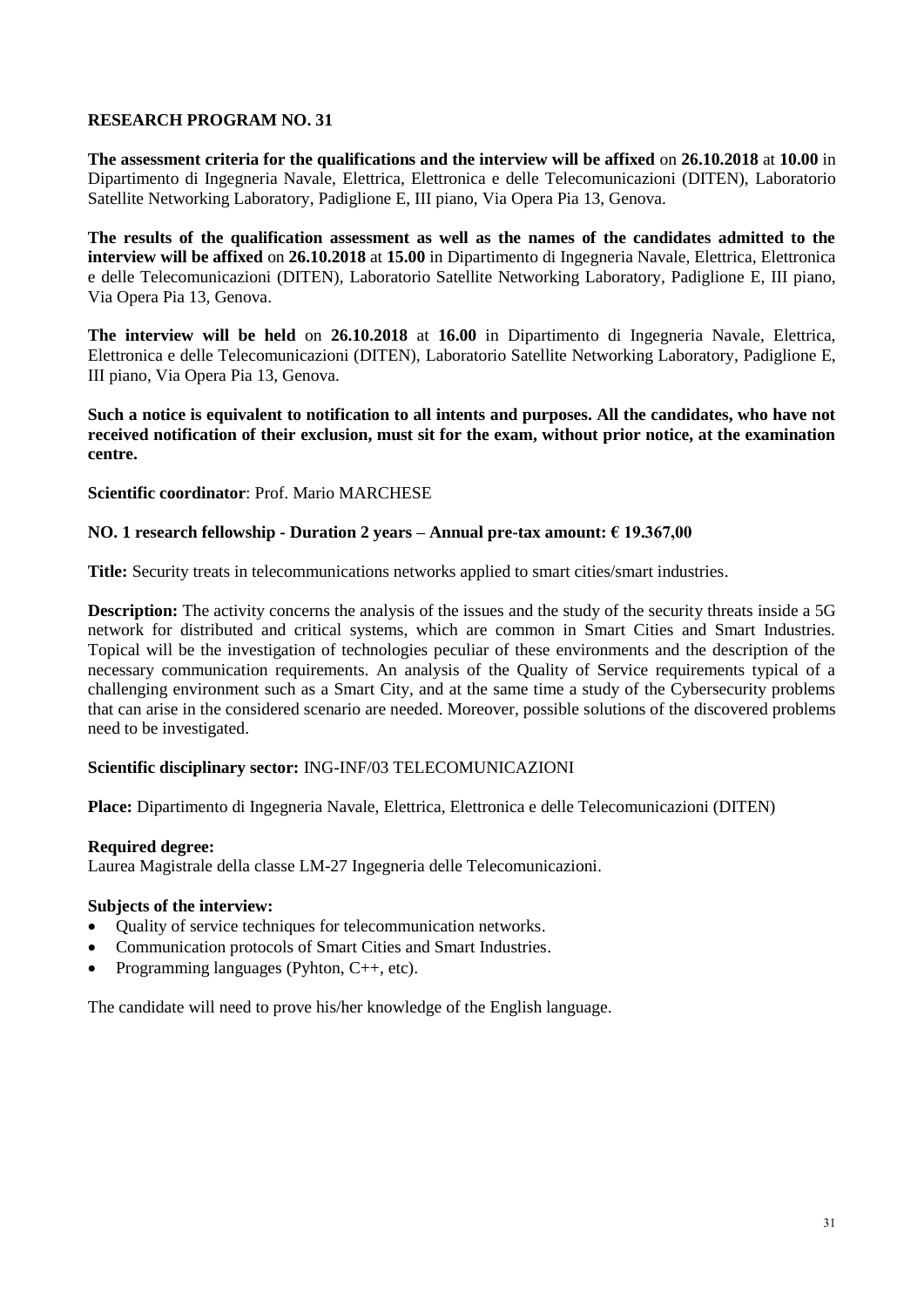### RESEARCH PROGRAM NO. 31

**The assessment criteria for the qualifications and the interview will be affixed** on **26.10.2018** at **10.00** in Dipartimento di Ingegneria Navale, Elettrica, Elettronica e delle Telecomunicazioni (DITEN), Laboratorio Satellite Networking Laboratory, Padiglione E, III piano, Via Opera Pia 13, Genova.

**The results of the qualification assessment as well as the names of the candidates admitted to the interview will be affixed** on **26.10.2018** at **15.00** in Dipartimento di Ingegneria Navale, Elettrica, Elettronica e delle Telecomunicazioni (DITEN), Laboratorio Satellite Networking Laboratory, Padiglione E, III piano, Via Opera Pia 13, Genova.

**The interview will be held** on **26.10.2018** at **16.00** in Dipartimento di Ingegneria Navale, Elettrica, Elettronica e delle Telecomunicazioni (DITEN), Laboratorio Satellite Networking Laboratory, Padiglione E, III piano, Via Opera Pia 13, Genova.

**Such a notice is equivalent to notification to all intents and purposes. All the candidates, who have not received notification of their exclusion, must sit for the exam, without prior notice, at the examination centre.**

**Scientific coordinator**: Prof. Mario MARCHESE

**NO. 1 research fellowship - Duration 2 years – Annual pre-tax amount: € 19.367,00**

**Title:** Security treats in telecommunications networks applied to smart cities/smart industries.

**Description:** The activity concerns the analysis of the issues and the study of the security threats inside a 5G network for distributed and critical systems, which are common in Smart Cities and Smart Industries. Topical will be the investigation of technologies peculiar of these environments and the description of the necessary communication requirements. An analysis of the Quality of Service requirements typical of a challenging environment such as a Smart City, and at the same time a study of the Cybersecurity problems that can arise in the considered scenario are needed. Moreover, possible solutions of the discovered problems need to be investigated.

**Scientific disciplinary sector:** ING-INF/03 TELECOMUNICAZIONI

**Place:** Dipartimento di Ingegneria Navale, Elettrica, Elettronica e delle Telecomunicazioni (DITEN)

**Required degree:**
Laurea Magistrale della classe LM-27 Ingegneria delle Telecomunicazioni.

**Subjects of the interview:**

- Quality of service techniques for telecommunication networks.
- Communication protocols of Smart Cities and Smart Industries.
- Programming languages (Pyhton, C++, etc).

The candidate will need to prove his/her knowledge of the English language.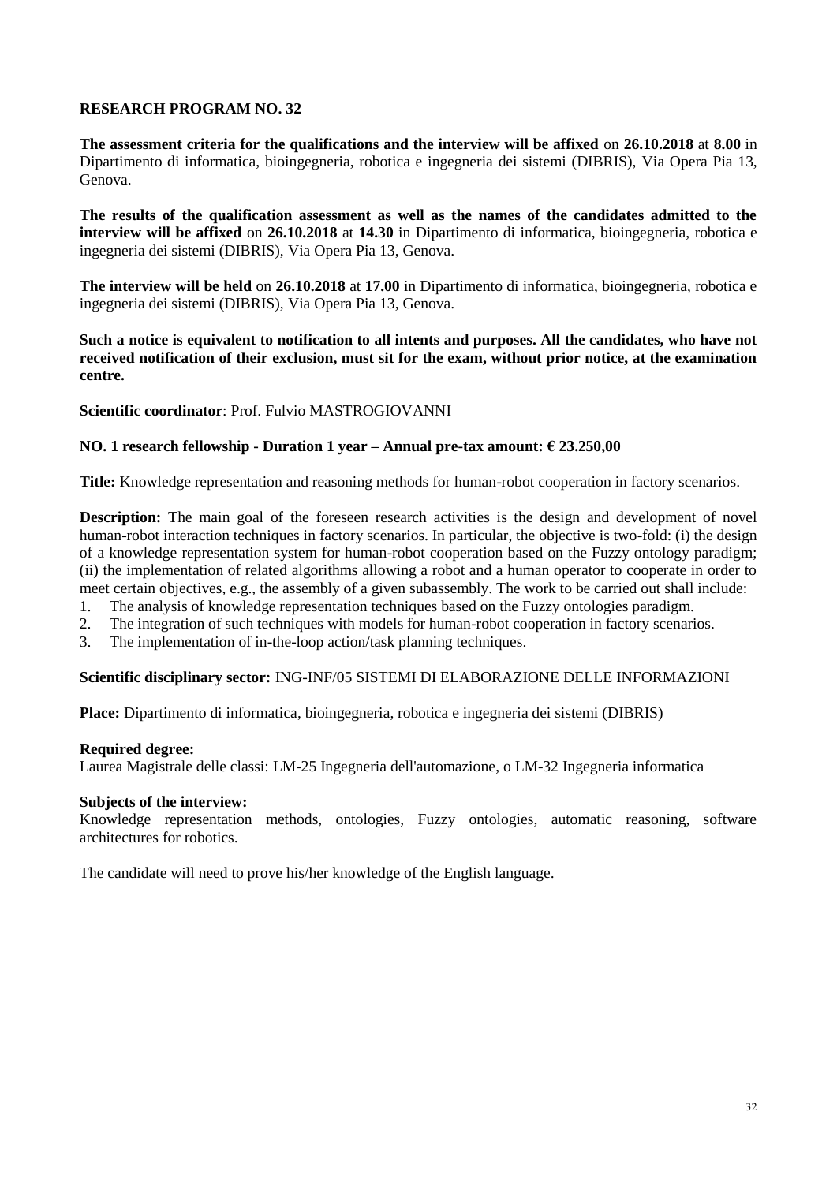## RESEARCH PROGRAM NO. 32

**The assessment criteria for the qualifications and the interview will be affixed** on **26.10.2018** at **8.00** in Dipartimento di informatica, bioingegneria, robotica e ingegneria dei sistemi (DIBRIS), Via Opera Pia 13, Genova.

**The results of the qualification assessment as well as the names of the candidates admitted to the interview will be affixed** on **26.10.2018** at **14.30** in Dipartimento di informatica, bioingegneria, robotica e ingegneria dei sistemi (DIBRIS), Via Opera Pia 13, Genova.

**The interview will be held** on **26.10.2018** at **17.00** in Dipartimento di informatica, bioingegneria, robotica e ingegneria dei sistemi (DIBRIS), Via Opera Pia 13, Genova.

**Such a notice is equivalent to notification to all intents and purposes. All the candidates, who have not received notification of their exclusion, must sit for the exam, without prior notice, at the examination centre.**

**Scientific coordinator**: Prof. Fulvio MASTROGIOVANNI

**NO. 1 research fellowship - Duration 1 year – Annual pre-tax amount: € 23.250,00**

**Title:** Knowledge representation and reasoning methods for human-robot cooperation in factory scenarios.

**Description:** The main goal of the foreseen research activities is the design and development of novel human-robot interaction techniques in factory scenarios. In particular, the objective is two-fold: (i) the design of a knowledge representation system for human-robot cooperation based on the Fuzzy ontology paradigm; (ii) the implementation of related algorithms allowing a robot and a human operator to cooperate in order to meet certain objectives, e.g., the assembly of a given subassembly. The work to be carried out shall include:

1. The analysis of knowledge representation techniques based on the Fuzzy ontologies paradigm.
2. The integration of such techniques with models for human-robot cooperation in factory scenarios.
3. The implementation of in-the-loop action/task planning techniques.

**Scientific disciplinary sector:** ING-INF/05 SISTEMI DI ELABORAZIONE DELLE INFORMAZIONI

**Place:** Dipartimento di informatica, bioingegneria, robotica e ingegneria dei sistemi (DIBRIS)

**Required degree:**
Laurea Magistrale delle classi: LM-25 Ingegneria dell'automazione, o LM-32 Ingegneria informatica

**Subjects of the interview:**
Knowledge representation methods, ontologies, Fuzzy ontologies, automatic reasoning, software architectures for robotics.

The candidate will need to prove his/her knowledge of the English language.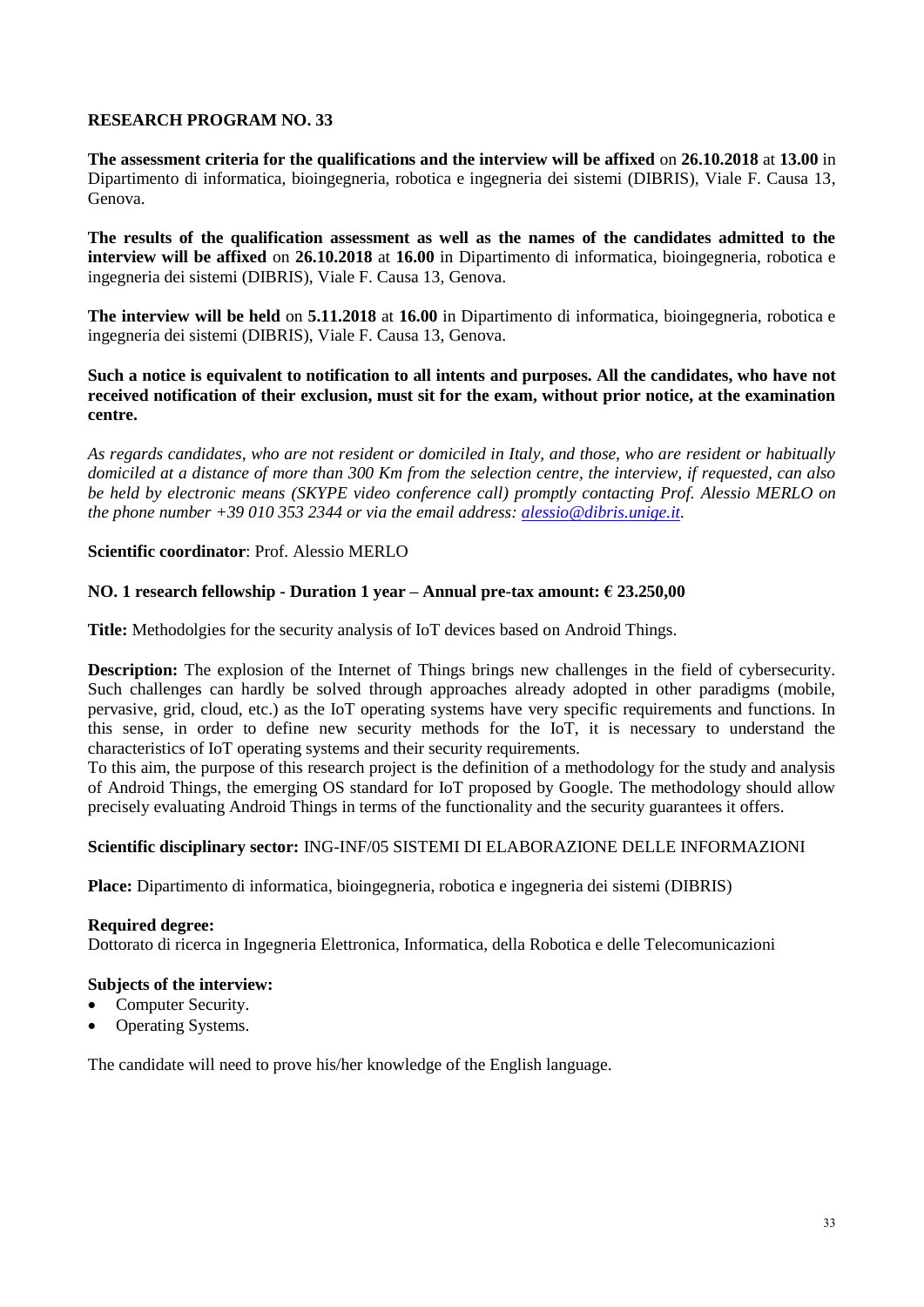### RESEARCH PROGRAM NO. 33

**The assessment criteria for the qualifications and the interview will be affixed** on **26.10.2018** at **13.00** in Dipartimento di informatica, bioingegneria, robotica e ingegneria dei sistemi (DIBRIS), Viale F. Causa 13, Genova.

**The results of the qualification assessment as well as the names of the candidates admitted to the interview will be affixed** on **26.10.2018** at **16.00** in Dipartimento di informatica, bioingegneria, robotica e ingegneria dei sistemi (DIBRIS), Viale F. Causa 13, Genova.

**The interview will be held** on **5.11.2018** at **16.00** in Dipartimento di informatica, bioingegneria, robotica e ingegneria dei sistemi (DIBRIS), Viale F. Causa 13, Genova.

**Such a notice is equivalent to notification to all intents and purposes. All the candidates, who have not received notification of their exclusion, must sit for the exam, without prior notice, at the examination centre.**

*As regards candidates, who are not resident or domiciled in Italy, and those, who are resident or habitually domiciled at a distance of more than 300 Km from the selection centre, the interview, if requested, can also be held by electronic means (SKYPE video conference call) promptly contacting Prof. Alessio MERLO on the phone number +39 010 353 2344 or via the email address: alessio@dibris.unige.it.*

**Scientific coordinator**: Prof. Alessio MERLO

**NO. 1 research fellowship - Duration 1 year – Annual pre-tax amount: € 23.250,00**

**Title:** Methodolgies for the security analysis of IoT devices based on Android Things.

**Description:** The explosion of the Internet of Things brings new challenges in the field of cybersecurity. Such challenges can hardly be solved through approaches already adopted in other paradigms (mobile, pervasive, grid, cloud, etc.) as the IoT operating systems have very specific requirements and functions. In this sense, in order to define new security methods for the IoT, it is necessary to understand the characteristics of IoT operating systems and their security requirements.
To this aim, the purpose of this research project is the definition of a methodology for the study and analysis of Android Things, the emerging OS standard for IoT proposed by Google. The methodology should allow precisely evaluating Android Things in terms of the functionality and the security guarantees it offers.

**Scientific disciplinary sector:** ING-INF/05 SISTEMI DI ELABORAZIONE DELLE INFORMAZIONI

**Place:** Dipartimento di informatica, bioingegneria, robotica e ingegneria dei sistemi (DIBRIS)

**Required degree:**
Dottorato di ricerca in Ingegneria Elettronica, Informatica, della Robotica e delle Telecomunicazioni

**Subjects of the interview:**
- Computer Security.
- Operating Systems.

The candidate will need to prove his/her knowledge of the English language.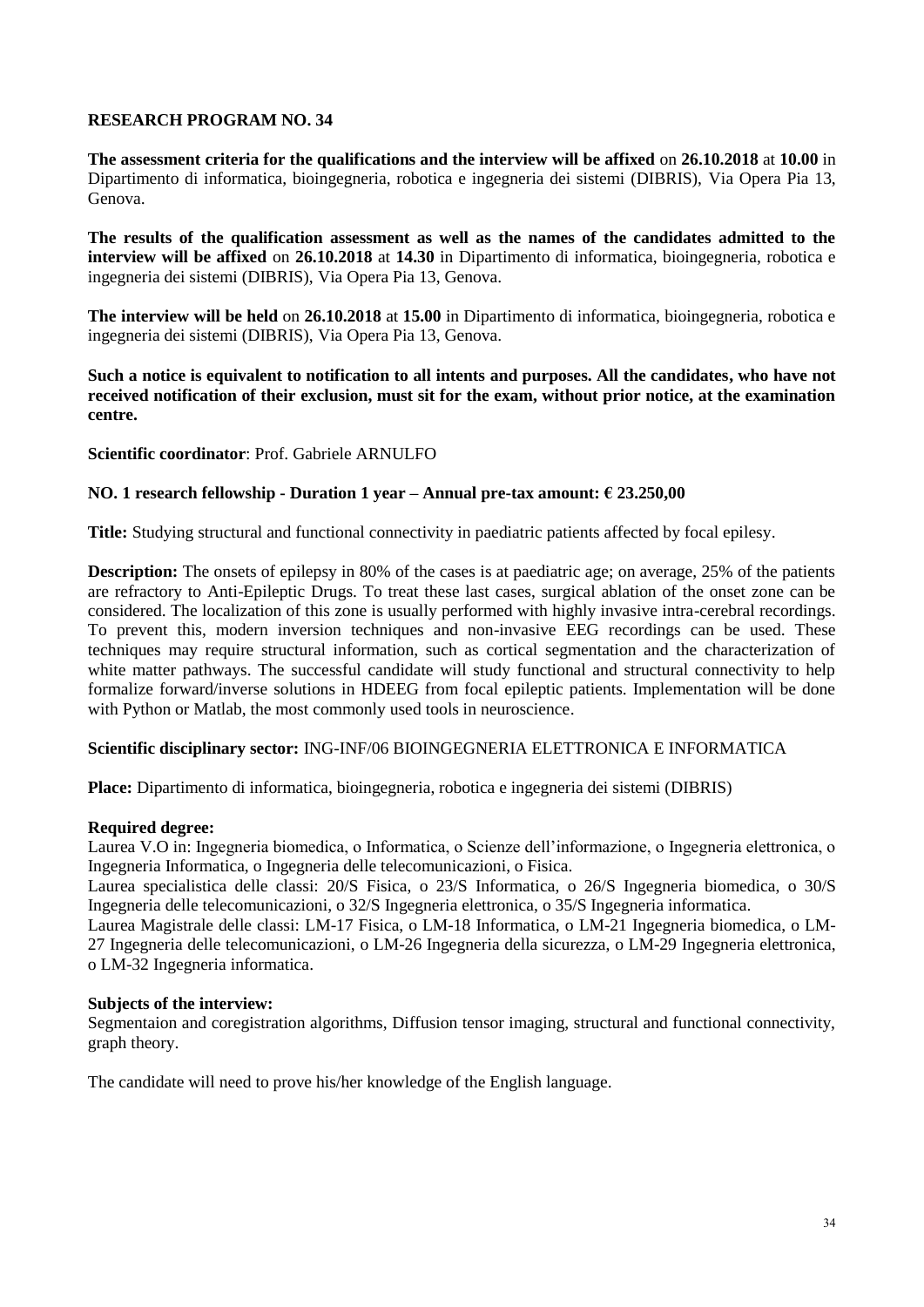## RESEARCH PROGRAM NO. 34

**The assessment criteria for the qualifications and the interview will be affixed** on **26.10.2018** at **10.00** in Dipartimento di informatica, bioingegneria, robotica e ingegneria dei sistemi (DIBRIS), Via Opera Pia 13, Genova.

**The results of the qualification assessment as well as the names of the candidates admitted to the interview will be affixed** on **26.10.2018** at **14.30** in Dipartimento di informatica, bioingegneria, robotica e ingegneria dei sistemi (DIBRIS), Via Opera Pia 13, Genova.

**The interview will be held** on **26.10.2018** at **15.00** in Dipartimento di informatica, bioingegneria, robotica e ingegneria dei sistemi (DIBRIS), Via Opera Pia 13, Genova.

**Such a notice is equivalent to notification to all intents and purposes. All the candidates, who have not received notification of their exclusion, must sit for the exam, without prior notice, at the examination centre.**

**Scientific coordinator**: Prof. Gabriele ARNULFO

**NO. 1 research fellowship - Duration 1 year – Annual pre-tax amount: € 23.250,00**

**Title:** Studying structural and functional connectivity in paediatric patients affected by focal epilesy.

**Description:** The onsets of epilepsy in 80% of the cases is at paediatric age; on average, 25% of the patients are refractory to Anti-Epileptic Drugs. To treat these last cases, surgical ablation of the onset zone can be considered. The localization of this zone is usually performed with highly invasive intra-cerebral recordings. To prevent this, modern inversion techniques and non-invasive EEG recordings can be used. These techniques may require structural information, such as cortical segmentation and the characterization of white matter pathways. The successful candidate will study functional and structural connectivity to help formalize forward/inverse solutions in HDEEG from focal epileptic patients. Implementation will be done with Python or Matlab, the most commonly used tools in neuroscience.

**Scientific disciplinary sector:** ING-INF/06 BIOINGEGNERIA ELETTRONICA E INFORMATICA

**Place:** Dipartimento di informatica, bioingegneria, robotica e ingegneria dei sistemi (DIBRIS)

**Required degree:**

Laurea V.O in: Ingegneria biomedica, o Informatica, o Scienze dell'informazione, o Ingegneria elettronica, o Ingegneria Informatica, o Ingegneria delle telecomunicazioni, o Fisica.

Laurea specialistica delle classi: 20/S Fisica, o 23/S Informatica, o 26/S Ingegneria biomedica, o 30/S Ingegneria delle telecomunicazioni, o 32/S Ingegneria elettronica, o 35/S Ingegneria informatica.

Laurea Magistrale delle classi: LM-17 Fisica, o LM-18 Informatica, o LM-21 Ingegneria biomedica, o LM-27 Ingegneria delle telecomunicazioni, o LM-26 Ingegneria della sicurezza, o LM-29 Ingegneria elettronica, o LM-32 Ingegneria informatica.

**Subjects of the interview:**

Segmentaion and coregistration algorithms, Diffusion tensor imaging, structural and functional connectivity, graph theory.

The candidate will need to prove his/her knowledge of the English language.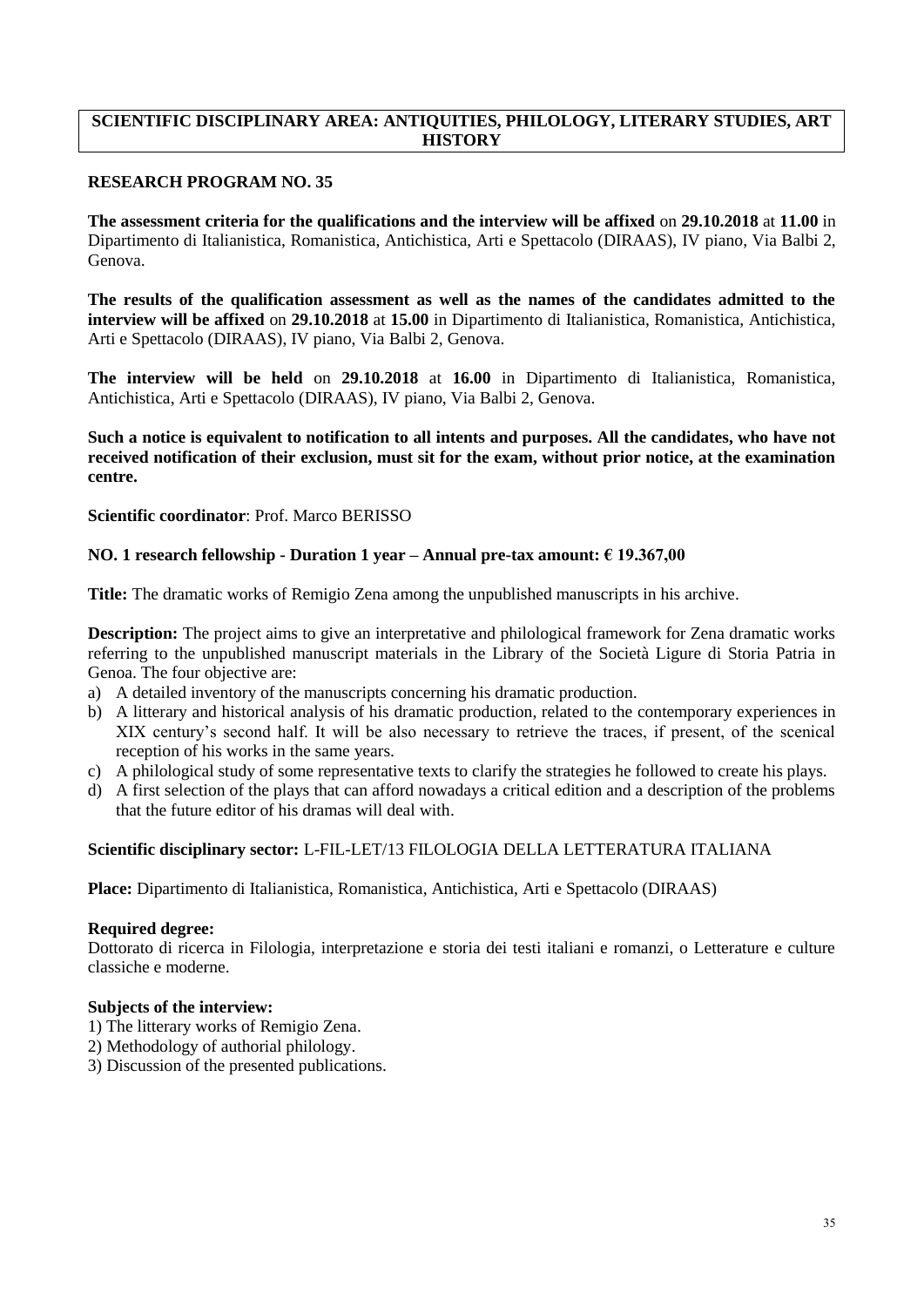## SCIENTIFIC DISCIPLINARY AREA: ANTIQUITIES, PHILOLOGY, LITERARY STUDIES, ART HISTORY

### RESEARCH PROGRAM NO. 35

**The assessment criteria for the qualifications and the interview will be affixed** on **29.10.2018** at **11.00** in Dipartimento di Italianistica, Romanistica, Antichistica, Arti e Spettacolo (DIRAAS), IV piano, Via Balbi 2, Genova.

**The results of the qualification assessment as well as the names of the candidates admitted to the interview will be affixed** on **29.10.2018** at **15.00** in Dipartimento di Italianistica, Romanistica, Antichistica, Arti e Spettacolo (DIRAAS), IV piano, Via Balbi 2, Genova.

**The interview will be held** on **29.10.2018** at **16.00** in Dipartimento di Italianistica, Romanistica, Antichistica, Arti e Spettacolo (DIRAAS), IV piano, Via Balbi 2, Genova.

**Such a notice is equivalent to notification to all intents and purposes. All the candidates, who have not received notification of their exclusion, must sit for the exam, without prior notice, at the examination centre.**

**Scientific coordinator**: Prof. Marco BERISSO

**NO. 1 research fellowship - Duration 1 year – Annual pre-tax amount: € 19.367,00**

**Title:** The dramatic works of Remigio Zena among the unpublished manuscripts in his archive.

**Description:** The project aims to give an interpretative and philological framework for Zena dramatic works referring to the unpublished manuscript materials in the Library of the Società Ligure di Storia Patria in Genoa. The four objective are:

a) A detailed inventory of the manuscripts concerning his dramatic production.
b) A litterary and historical analysis of his dramatic production, related to the contemporary experiences in XIX century's second half. It will be also necessary to retrieve the traces, if present, of the scenical reception of his works in the same years.
c) A philological study of some representative texts to clarify the strategies he followed to create his plays.
d) A first selection of the plays that can afford nowadays a critical edition and a description of the problems that the future editor of his dramas will deal with.

**Scientific disciplinary sector:** L-FIL-LET/13 FILOLOGIA DELLA LETTERATURA ITALIANA

**Place:** Dipartimento di Italianistica, Romanistica, Antichistica, Arti e Spettacolo (DIRAAS)

**Required degree:**
Dottorato di ricerca in Filologia, interpretazione e storia dei testi italiani e romanzi, o Letterature e culture classiche e moderne.

**Subjects of the interview:**
1) The litterary works of Remigio Zena.
2) Methodology of authorial philology.
3) Discussion of the presented publications.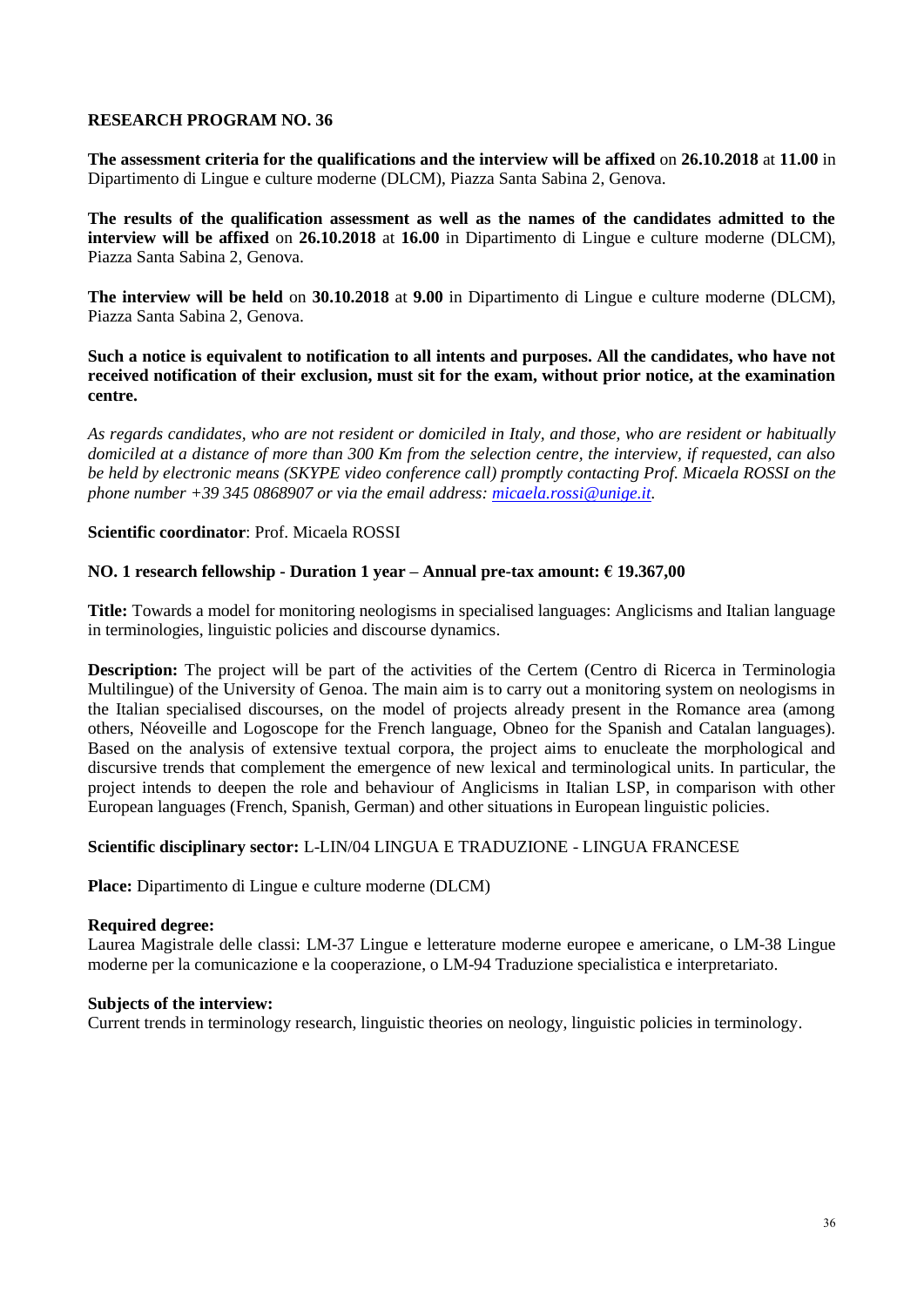### RESEARCH PROGRAM NO. 36

**The assessment criteria for the qualifications and the interview will be affixed** on **26.10.2018** at **11.00** in Dipartimento di Lingue e culture moderne (DLCM), Piazza Santa Sabina 2, Genova.

**The results of the qualification assessment as well as the names of the candidates admitted to the interview will be affixed** on **26.10.2018** at **16.00** in Dipartimento di Lingue e culture moderne (DLCM), Piazza Santa Sabina 2, Genova.

**The interview will be held** on **30.10.2018** at **9.00** in Dipartimento di Lingue e culture moderne (DLCM), Piazza Santa Sabina 2, Genova.

**Such a notice is equivalent to notification to all intents and purposes. All the candidates, who have not received notification of their exclusion, must sit for the exam, without prior notice, at the examination centre.**

*As regards candidates, who are not resident or domiciled in Italy, and those, who are resident or habitually domiciled at a distance of more than 300 Km from the selection centre, the interview, if requested, can also be held by electronic means (SKYPE video conference call) promptly contacting Prof. Micaela ROSSI on the phone number +39 345 0868907 or via the email address: micaela.rossi@unige.it.*

**Scientific coordinator**: Prof. Micaela ROSSI

**NO. 1 research fellowship - Duration 1 year – Annual pre-tax amount: € 19.367,00**

**Title:** Towards a model for monitoring neologisms in specialised languages: Anglicisms and Italian language in terminologies, linguistic policies and discourse dynamics.

**Description:** The project will be part of the activities of the Certem (Centro di Ricerca in Terminologia Multilingue) of the University of Genoa. The main aim is to carry out a monitoring system on neologisms in the Italian specialised discourses, on the model of projects already present in the Romance area (among others, Néoveille and Logoscope for the French language, Obneo for the Spanish and Catalan languages). Based on the analysis of extensive textual corpora, the project aims to enucleate the morphological and discursive trends that complement the emergence of new lexical and terminological units. In particular, the project intends to deepen the role and behaviour of Anglicisms in Italian LSP, in comparison with other European languages (French, Spanish, German) and other situations in European linguistic policies.

**Scientific disciplinary sector:** L-LIN/04 LINGUA E TRADUZIONE - LINGUA FRANCESE

**Place:** Dipartimento di Lingue e culture moderne (DLCM)

**Required degree:**
Laurea Magistrale delle classi: LM-37 Lingue e letterature moderne europee e americane, o LM-38 Lingue moderne per la comunicazione e la cooperazione, o LM-94 Traduzione specialistica e interpretariato.

**Subjects of the interview:**
Current trends in terminology research, linguistic theories on neology, linguistic policies in terminology.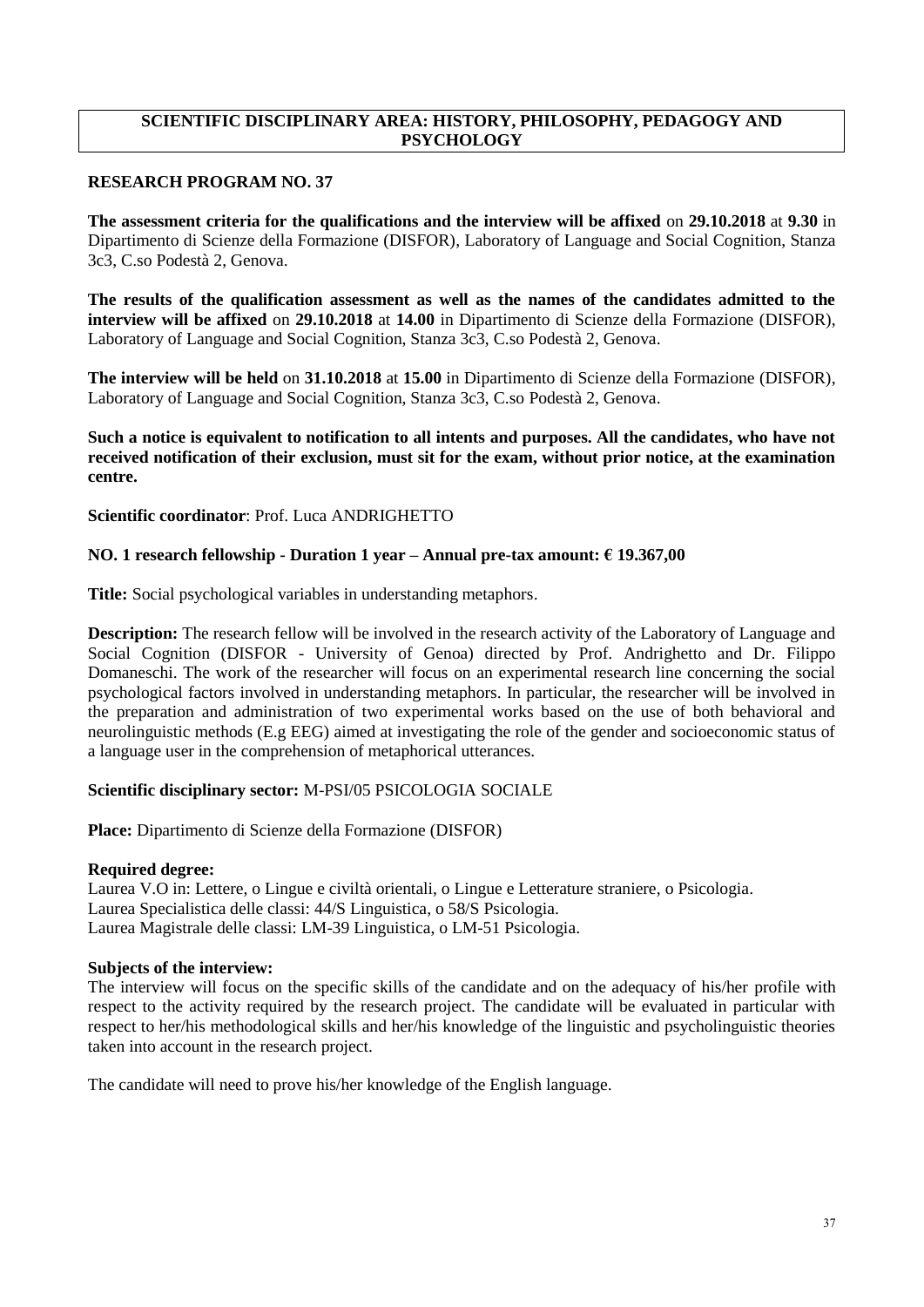**SCIENTIFIC DISCIPLINARY AREA: HISTORY, PHILOSOPHY, PEDAGOGY AND PSYCHOLOGY**

## RESEARCH PROGRAM NO. 37

**The assessment criteria for the qualifications and the interview will be affixed** on **29.10.2018** at **9.30** in Dipartimento di Scienze della Formazione (DISFOR), Laboratory of Language and Social Cognition, Stanza 3c3, C.so Podestà 2, Genova.

**The results of the qualification assessment as well as the names of the candidates admitted to the interview will be affixed** on **29.10.2018** at **14.00** in Dipartimento di Scienze della Formazione (DISFOR), Laboratory of Language and Social Cognition, Stanza 3c3, C.so Podestà 2, Genova.

**The interview will be held** on **31.10.2018** at **15.00** in Dipartimento di Scienze della Formazione (DISFOR), Laboratory of Language and Social Cognition, Stanza 3c3, C.so Podestà 2, Genova.

**Such a notice is equivalent to notification to all intents and purposes. All the candidates, who have not received notification of their exclusion, must sit for the exam, without prior notice, at the examination centre.**

**Scientific coordinator**: Prof. Luca ANDRIGHETTO

**NO. 1 research fellowship - Duration 1 year – Annual pre-tax amount: € 19.367,00**

**Title:** Social psychological variables in understanding metaphors.

**Description:** The research fellow will be involved in the research activity of the Laboratory of Language and Social Cognition (DISFOR - University of Genoa) directed by Prof. Andrighetto and Dr. Filippo Domaneschi. The work of the researcher will focus on an experimental research line concerning the social psychological factors involved in understanding metaphors. In particular, the researcher will be involved in the preparation and administration of two experimental works based on the use of both behavioral and neurolinguistic methods (E.g EEG) aimed at investigating the role of the gender and socioeconomic status of a language user in the comprehension of metaphorical utterances.

**Scientific disciplinary sector:** M-PSI/05 PSICOLOGIA SOCIALE

**Place:** Dipartimento di Scienze della Formazione (DISFOR)

**Required degree:**
Laurea V.O in: Lettere, o Lingue e civiltà orientali, o Lingue e Letterature straniere, o Psicologia.
Laurea Specialistica delle classi: 44/S Linguistica, o 58/S Psicologia.
Laurea Magistrale delle classi: LM-39 Linguistica, o LM-51 Psicologia.

**Subjects of the interview:**
The interview will focus on the specific skills of the candidate and on the adequacy of his/her profile with respect to the activity required by the research project. The candidate will be evaluated in particular with respect to her/his methodological skills and her/his knowledge of the linguistic and psycholinguistic theories taken into account in the research project.

The candidate will need to prove his/her knowledge of the English language.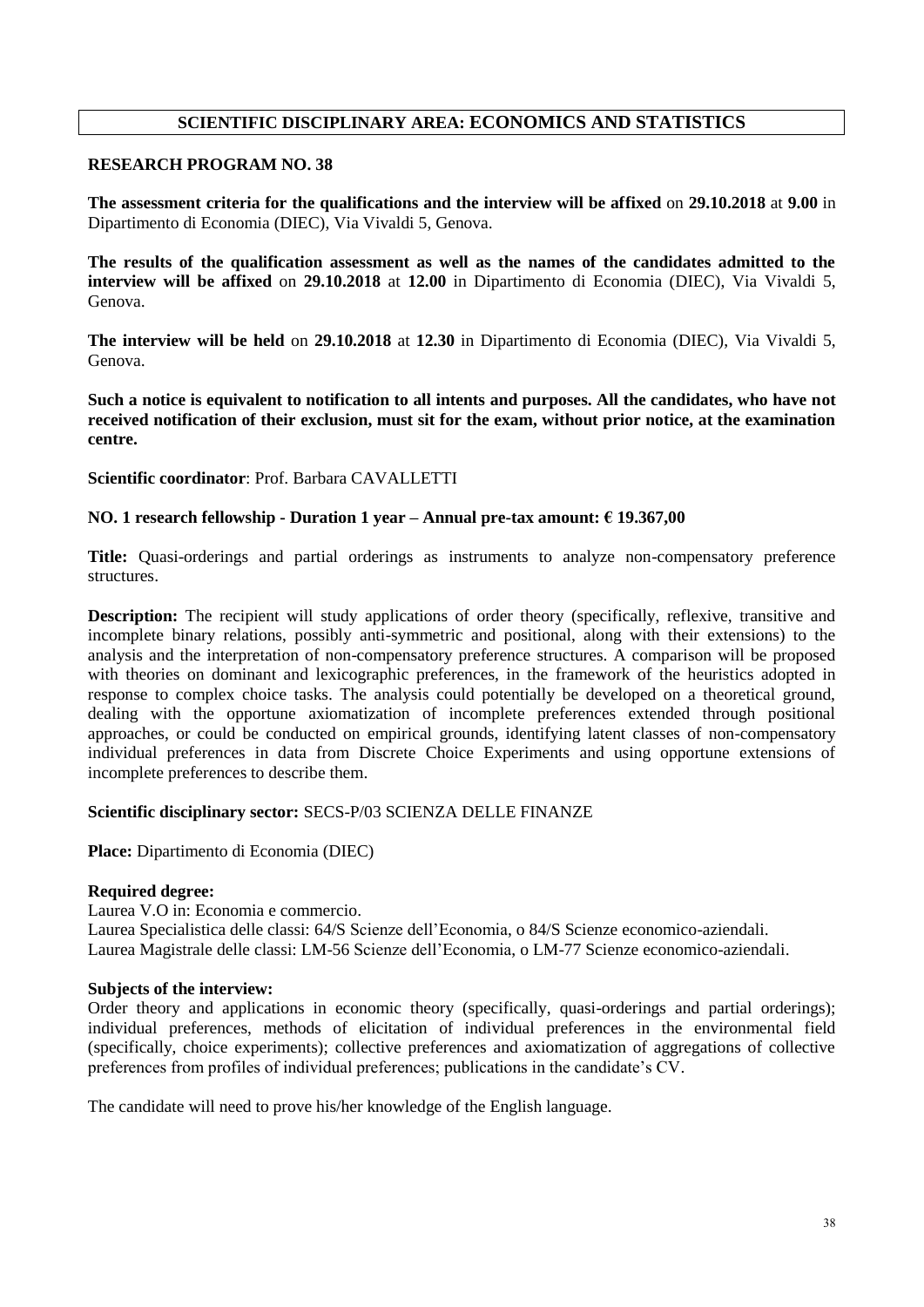## SCIENTIFIC DISCIPLINARY AREA: ECONOMICS AND STATISTICS

### RESEARCH PROGRAM NO. 38

**The assessment criteria for the qualifications and the interview will be affixed** on **29.10.2018** at **9.00** in Dipartimento di Economia (DIEC), Via Vivaldi 5, Genova.

**The results of the qualification assessment as well as the names of the candidates admitted to the interview will be affixed** on **29.10.2018** at **12.00** in Dipartimento di Economia (DIEC), Via Vivaldi 5, Genova.

**The interview will be held** on **29.10.2018** at **12.30** in Dipartimento di Economia (DIEC), Via Vivaldi 5, Genova.

**Such a notice is equivalent to notification to all intents and purposes. All the candidates, who have not received notification of their exclusion, must sit for the exam, without prior notice, at the examination centre.**

**Scientific coordinator**: Prof. Barbara CAVALLETTI

**NO. 1 research fellowship - Duration 1 year – Annual pre-tax amount: € 19.367,00**

**Title:** Quasi-orderings and partial orderings as instruments to analyze non-compensatory preference structures.

**Description:** The recipient will study applications of order theory (specifically, reflexive, transitive and incomplete binary relations, possibly anti-symmetric and positional, along with their extensions) to the analysis and the interpretation of non-compensatory preference structures. A comparison will be proposed with theories on dominant and lexicographic preferences, in the framework of the heuristics adopted in response to complex choice tasks. The analysis could potentially be developed on a theoretical ground, dealing with the opportune axiomatization of incomplete preferences extended through positional approaches, or could be conducted on empirical grounds, identifying latent classes of non-compensatory individual preferences in data from Discrete Choice Experiments and using opportune extensions of incomplete preferences to describe them.

**Scientific disciplinary sector:** SECS-P/03 SCIENZA DELLE FINANZE

**Place:** Dipartimento di Economia (DIEC)

**Required degree:**

Laurea V.O in: Economia e commercio.
Laurea Specialistica delle classi: 64/S Scienze dell'Economia, o 84/S Scienze economico-aziendali.
Laurea Magistrale delle classi: LM-56 Scienze dell'Economia, o LM-77 Scienze economico-aziendali.

**Subjects of the interview:**

Order theory and applications in economic theory (specifically, quasi-orderings and partial orderings); individual preferences, methods of elicitation of individual preferences in the environmental field (specifically, choice experiments); collective preferences and axiomatization of aggregations of collective preferences from profiles of individual preferences; publications in the candidate's CV.

The candidate will need to prove his/her knowledge of the English language.